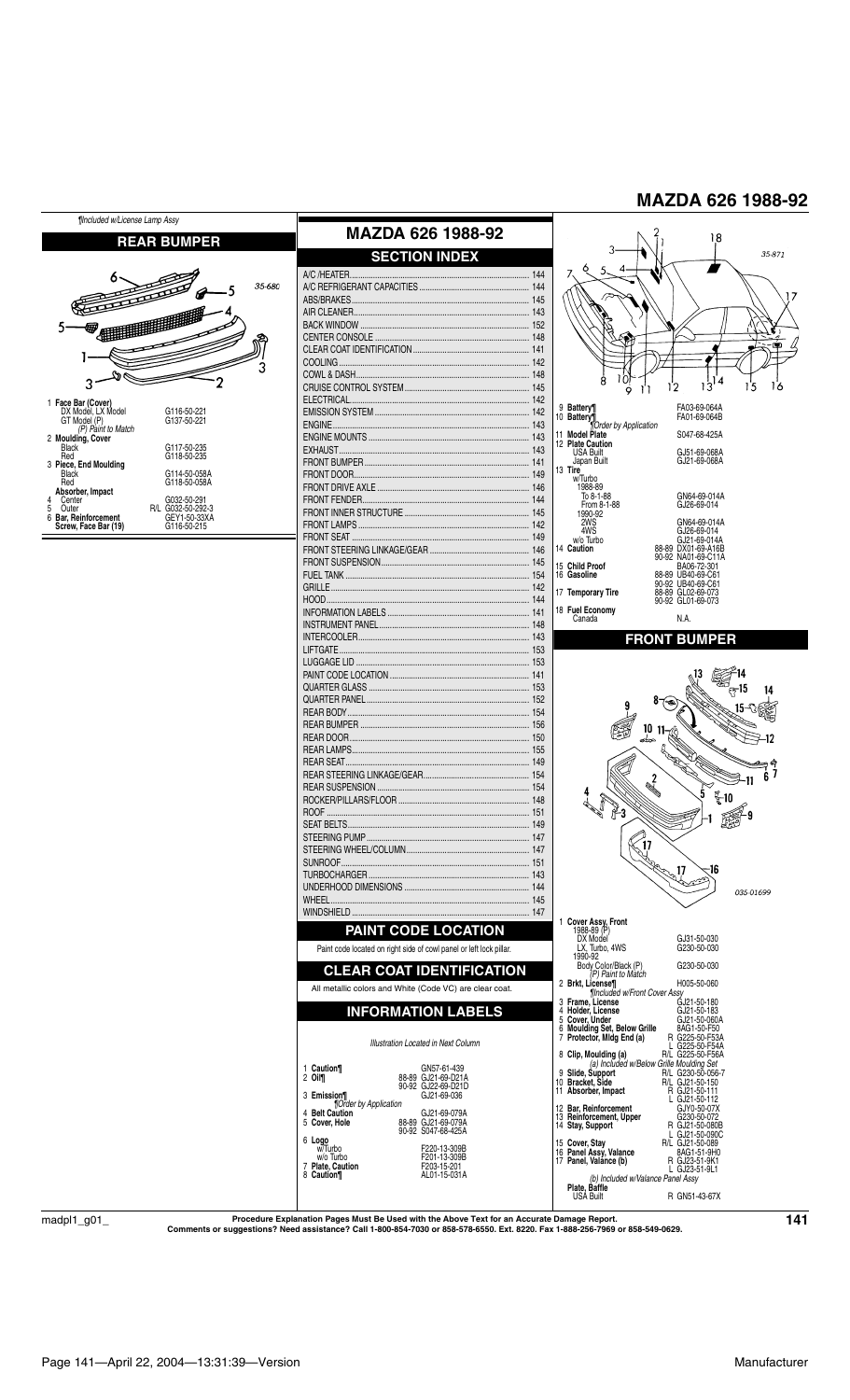# MAZDA 626 1988-92

¶Included w/License Lamp Assy

## REAR BUMPER

35-680

| | | |
|---|---|---|
| 1 | **Face Bar (Cover)** | |
| | DX Model, LX Model | G116-50-221 |
| | GT Model (P) | G137-50-221 |
| | *(P) Paint to Match* | |
| 2 | **Moulding, Cover** | |
| | Black | G117-50-235 |
| | Red | G118-50-235 |
| 3 | **Piece, End Moulding** | |
| | Black | G114-50-058A |
| | Red | G118-50-058A |
| | **Absorber, Impact** | |
| 4 | Center | G032-50-291 |
| 5 | Outer | R/L G032-50-292-3 |
| 6 | **Bar, Reinforcement** | GEY1-50-33XA |
| | **Screw, Face Bar (19)** | G116-50-215 |

## MAZDA 626 1988-92

## SECTION INDEX

| Section | Page |
|---|---|
| A/C /HEATER | 144 |
| A/C REFRIGERANT CAPACITIES | 144 |
| ABS/BRAKES | 145 |
| AIR CLEANER | 143 |
| BACK WINDOW | 152 |
| CENTER CONSOLE | 148 |
| CLEAR COAT IDENTIFICATION | 141 |
| COOLING | 142 |
| COWL & DASH | 148 |
| CRUISE CONTROL SYSTEM | 145 |
| ELECTRICAL | 142 |
| EMISSION SYSTEM | 142 |
| ENGINE | 143 |
| ENGINE MOUNTS | 143 |
| EXHAUST | 143 |
| FRONT BUMPER | 141 |
| FRONT DOOR | 149 |
| FRONT DRIVE AXLE | 146 |
| FRONT FENDER | 144 |
| FRONT INNER STRUCTURE | 145 |
| FRONT LAMPS | 142 |
| FRONT SEAT | 149 |
| FRONT STEERING LINKAGE/GEAR | 146 |
| FRONT SUSPENSION | 145 |
| FUEL TANK | 154 |
| GRILLE | 142 |
| HOOD | 144 |
| INFORMATION LABELS | 141 |
| INSTRUMENT PANEL | 148 |
| INTERCOOLER | 143 |
| LIFTGATE | 153 |
| LUGGAGE LID | 153 |
| PAINT CODE LOCATION | 141 |
| QUARTER GLASS | 153 |
| QUARTER PANEL | 152 |
| REAR BODY | 154 |
| REAR BUMPER | 156 |
| REAR DOOR | 150 |
| REAR LAMPS | 155 |
| REAR SEAT | 149 |
| REAR STEERING LINKAGE/GEAR | 154 |
| REAR SUSPENSION | 154 |
| ROCKER/PILLARS/FLOOR | 148 |
| ROOF | 151 |
| SEAT BELTS | 149 |
| STEERING PUMP | 147 |
| STEERING WHEEL/COLUMN | 147 |
| SUNROOF | 151 |
| TURBOCHARGER | 143 |
| UNDERHOOD DIMENSIONS | 144 |
| WHEEL | 145 |
| WINDSHIELD | 147 |

## PAINT CODE LOCATION

Paint code located on right side of cowl panel or left lock pillar.

## CLEAR COAT IDENTIFICATION

All metallic colors and White (Code VC) are clear coat.

## INFORMATION LABELS

*Illustration Located in Next Column*

35-871

| | | |
|---|---|---|
| 1 | **Caution¶** | GN57-61-439 |
| 2 | **Oil¶** | 88-89 GJ21-69-D21A |
| | | 90-92 GJ22-69-D21D |
| 3 | **Emission¶** | GJ21-69-036 |
| | *¶Order by Application* | |
| 4 | **Belt Caution** | GJ21-69-079A |
| 5 | **Cover, Hole** | 88-89 GJ21-69-079A |
| | | 90-92 S047-68-425A |
| 6 | **Logo** | |
| | w/Turbo | F220-13-309B |
| | w/o Turbo | F201-13-309B |
| 7 | **Plate, Caution** | F203-15-201 |
| 8 | **Caution¶** | AL01-15-031A |
| 9 | **Battery¶** | FA03-69-064A |
| 10 | **Battery¶** | FA01-69-064B |
| | *¶Order by Application* | |
| 11 | **Model Plate** | S047-68-425A |
| 12 | **Plate Caution** | |
| | USA Built | GJ51-69-068A |
| | Japan Built | GJ21-69-068A |
| 13 | **Tire** | |
| | w/Turbo | |
| | 1988-89 | |
| | To 8-1-88 | GN64-69-014A |
| | From 8-1-88 | GJ26-69-014 |
| | 1990-92 | |
| | 2WS | GN64-69-014A |
| | 4WS | GJ26-69-014 |
| | w/o Turbo | GJ21-69-014A |
| 14 | **Caution** | 88-89 DX01-69-A16B |
| | | 90-92 NA01-69-C11A |
| 15 | **Child Proof** | BA06-72-301 |
| 16 | **Gasoline** | 88-89 UB40-69-C61 |
| | | 90-92 UB40-69-C61 |
| 17 | **Temporary Tire** | 88-89 GL02-69-073 |
| | | 90-92 GL01-69-073 |
| 18 | **Fuel Economy** | |
| | Canada | N.A. |

## FRONT BUMPER

035-01699

| | | |
|---|---|---|
| 1 | **Cover Assy, Front** | |
| | 1988-89 (P) | |
| | DX Model | GJ31-50-030 |
| | LX, Turbo, 4WS | G230-50-030 |
| | 1990-92 | |
| | Body Color/Black (P) | G230-50-030 |
| | *(P) Paint to Match* | |
| 2 | **Brkt, License¶** | H005-50-060 |
| | *¶Included w/Front Cover Assy* | |
| 3 | **Frame, License** | GJ21-50-180 |
| 4 | **Holder, License** | GJ21-50-183 |
| 5 | **Cover, Under** | GJ21-50-060A |
| 6 | **Moulding Set, Below Grille** | 8AG1-50-F50 |
| 7 | **Protector, Mldg End (a)** | R G225-50-F53A |
| | | L G225-50-F54A |
| 8 | **Clip, Moulding (a)** | R/L G225-50-F56A |
| | *(a) Included w/Below Grille Moulding Set* | |
| 9 | **Slide, Support** | R/L G230-50-056-7 |
| 10 | **Bracket, Side** | R/L GJ21-50-150 |
| 11 | **Absorber, Impact** | R GJ21-50-111 |
| | | L GJ21-50-112 |
| 12 | **Bar, Reinforcement** | GJY0-50-07X |
| 13 | **Reinforcement, Upper** | G230-50-072 |
| 14 | **Stay, Support** | R GJ21-50-080B |
| | | L GJ21-50-090C |
| 15 | **Cover, Stay** | R/L GJ21-50-089 |
| 16 | **Panel Assy, Valance** | 8AG1-51-9H0 |
| 17 | **Panel, Valance (b)** | R GJ23-51-9K1 |
| | | L GJ23-51-9L1 |
| | *(b) Included w/Valance Panel Assy* | |
| | **Plate, Baffle** | |
| | USA Built | R GN51-43-67X |

**Procedure Explanation Pages Must Be Used with the Above Text for an Accurate Damage Report.**
**Comments or suggestions? Need assistance? Call 1-800-854-7030 or 858-578-6550. Ext. 8220. Fax 1-888-256-7969 or 858-549-0629.**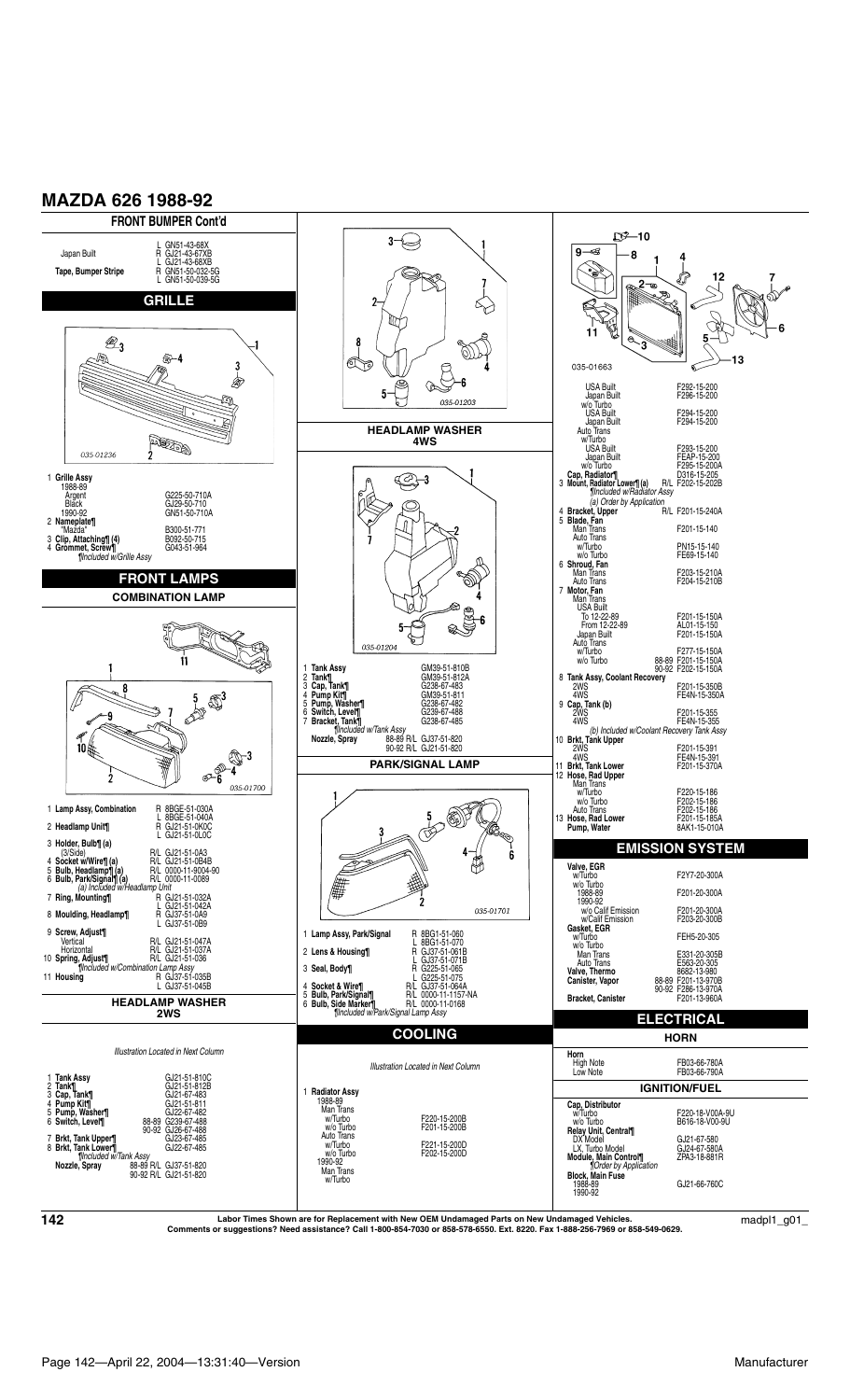# MAZDA 626 1988-92

## FRONT BUMPER Cont'd

| | | |
|---|---|---|
| | L | GN51-43-68X |
| Japan Built | R | GJ21-43-67XB |
| | L | GJ21-43-68XB |
| **Tape, Bumper Stripe** | R | GN51-50-032-5G |
| | L | GN51-50-039-5G |

## GRILLE

035-01236

| | |
|---|---|
| 1 **Grille Assy** | |
| 1988-89 | |
| Argent | G225-50-710A |
| Black | GJ29-50-710 |
| 1990-92 | GN51-50-710A |
| 2 **Nameplate¶** | |
| "Mazda" | B300-51-771 |
| 3 **Clip, Attaching¶ (4)** | B092-50-715 |
| 4 **Grommet, Screw¶** | G043-51-964 |

*¶Included w/Grille Assy*

## FRONT LAMPS

### COMBINATION LAMP

035-01700

| | | |
|---|---|---|
| 1 **Lamp Assy, Combination** | R | 8BGE-51-030A |
| | L | 8BGE-51-040A |
| 2 **Headlamp Unit¶** | R | GJ21-51-0K0C |
| | L | GJ21-51-0L0C |
| 3 **Holder, Bulb¶ (a)** | | |
| (3/Side) | R/L | GJ21-51-0A3 |
| 4 **Socket w/Wire¶ (a)** | R/L | GJ21-51-0B4B |
| 5 **Bulb, Headlamp¶ (a)** | R/L | 0000-11-9004-90 |
| 6 **Bulb, Park/Signal¶ (a)** | R/L | 0000-11-0089 |
| *(a) Included w/Headlamp Unit* | | |
| 7 **Ring, Mounting¶** | R | GJ21-51-032A |
| | L | GJ21-51-042A |
| 8 **Moulding, Headlamp¶** | R | GJ37-51-0A9 |
| | L | GJ37-51-0B9 |
| 9 **Screw, Adjust¶** | | |
| Vertical | R/L | GJ21-51-047A |
| Horizontal | R/L | GJ21-51-037A |
| 10 **Spring, Adjust¶** | R/L | GJ21-51-036 |
| *¶Included w/Combination Lamp Assy* | | |
| 11 **Housing** | R | GJ37-51-035B |
| | L | GJ37-51-045B |

### HEADLAMP WASHER 2WS

*Illustration Located in Next Column*

| | | |
|---|---|---|
| 1 **Tank Assy** | | GJ21-51-810C |
| 2 **Tank¶** | | GJ21-51-812B |
| 3 **Cap, Tank¶** | | GJ21-67-483 |
| 4 **Pump Kit¶** | | GJ21-51-811 |
| 5 **Pump, Washer¶** | | GJ22-67-482 |
| 6 **Switch, Level¶** | 88-89 | G239-67-488 |
| | 90-92 | GJ26-67-488 |
| 7 **Brkt, Tank Upper¶** | | GJ23-67-485 |
| 8 **Brkt, Tank Lower¶** | | GJ22-67-485 |
| *¶Included w/Tank Assy* | | |
| **Nozzle, Spray** | 88-89 R/L | GJ37-51-820 |
| | 90-92 R/L | GJ21-51-820 |

035-01203

### HEADLAMP WASHER 4WS

035-01204

| | | |
|---|---|---|
| 1 **Tank Assy** | | GM39-51-810B |
| 2 **Tank¶** | | GM39-51-812A |
| 3 **Cap, Tank¶** | | G238-67-483 |
| 4 **Pump Kit¶** | | GM39-51-811 |
| 5 **Pump, Washer¶** | | G238-67-482 |
| 6 **Switch, Level¶** | | G239-67-488 |
| 7 **Bracket, Tank¶** | | G238-67-485 |
| *¶Included w/Tank Assy* | | |
| **Nozzle, Spray** | 88-89 R/L | GJ37-51-820 |
| | 90-92 R/L | GJ21-51-820 |

### PARK/SIGNAL LAMP

035-01701

| | | |
|---|---|---|
| 1 **Lamp Assy, Park/Signal** | R | 8BG1-51-060 |
| | L | 8BG1-51-070 |
| 2 **Lens & Housing¶** | R | GJ37-51-061B |
| | L | GJ37-51-071B |
| 3 **Seal, Body¶** | R | G225-51-065 |
| | L | G225-51-075 |
| 4 **Socket & Wire¶** | R/L | GJ37-51-064A |
| 5 **Bulb, Park/Signal¶** | R/L | 0000-11-1157-NA |
| 6 **Bulb, Side Marker¶** | R/L | 0000-11-0168 |
| *¶Included w/Park/Signal Lamp Assy* | | |

## COOLING

*Illustration Located in Next Column*

035-01663

| | | |
|---|---|---|
| 1 **Radiator Assy** | | |
| 1988-89 | | |
| Man Trans | | |
| w/Turbo | | F220-15-200B |
| w/o Turbo | | F201-15-200B |
| Auto Trans | | |
| w/Turbo | | F221-15-200D |
| w/o Turbo | | F202-15-200D |
| 1990-92 | | |
| Man Trans | | |
| w/Turbo | | |
| USA Built | | F292-15-200 |
| Japan Built | | F296-15-200 |
| w/o Turbo | | |
| USA Built | | F294-15-200 |
| Japan Built | | F294-15-200 |
| Auto Trans | | |
| w/Turbo | | |
| USA Built | | F293-15-200 |
| Japan Built | | FEAP-15-200 |
| w/o Turbo | | F295-15-200A |
| **Cap, Radiator¶** | | D316-15-205 |
| 3 **Mount, Radiator Lower¶ (a)** | R/L | F202-15-202B |
| *¶Included w/Radiator Assy* | | |
| *(a) Order by Application* | | |
| 4 **Bracket, Upper** | R/L | F201-15-240A |
| 5 **Blade, Fan** | | |
| Man Trans | | F201-15-140 |
| Auto Trans | | |
| w/Turbo | | PN15-15-140 |
| w/o Turbo | | FE69-15-140 |
| 6 **Shroud, Fan** | | |
| Man Trans | | F203-15-210A |
| Auto Trans | | F204-15-210B |
| 7 **Motor, Fan** | | |
| Man Trans | | |
| USA Built | | |
| To 12-22-89 | | F201-15-150A |
| From 12-22-89 | | AL01-15-150 |
| Japan Built | | F201-15-150A |
| Auto Trans | | |
| w/Turbo | | F277-15-150A |
| w/o Turbo | 88-89 | F201-15-150A |
| | 90-92 | F202-15-150A |
| 8 **Tank Assy, Coolant Recovery** | | |
| 2WS | | F201-15-350B |
| 4WS | | FE4N-15-350A |
| 9 **Cap, Tank (b)** | | |
| 2WS | | F201-15-355 |
| 4WS | | FE4N-15-355 |
| *(b) Included w/Coolant Recovery Tank Assy* | | |
| 10 **Brkt, Tank Upper** | | |
| 2WS | | F201-15-391 |
| 4WS | | FE4N-15-391 |
| 11 **Brkt, Tank Lower** | | F201-15-370A |
| 12 **Hose, Rad Upper** | | |
| Man Trans | | |
| w/Turbo | | F220-15-186 |
| w/o Turbo | | F202-15-186 |
| Auto Trans | | F201-15-186 |
| 13 **Hose, Rad Lower** | | F201-15-185A |
| **Pump, Water** | | 8AK1-15-010A |

## EMISSION SYSTEM

| | | |
|---|---|---|
| **Valve, EGR** | | |
| w/Turbo | | F2Y7-20-300A |
| w/o Turbo | | |
| 1988-89 | | F201-20-300A |
| 1990-92 | | |
| w/o Calif Emission | | F201-20-300A |
| w/Calif Emission | | F203-20-300B |
| **Gasket, EGR** | | |
| w/Turbo | | FEH5-20-305 |
| w/o Turbo | | |
| Man Trans | | E331-20-305B |
| Auto Trans | | E563-20-305 |
| **Valve, Thermo** | | 8682-13-980 |
| **Canister, Vapor** | 88-89 | F201-13-970B |
| | 90-92 | F286-13-970A |
| **Bracket, Canister** | | F201-13-960A |

## ELECTRICAL

### HORN

| | |
|---|---|
| **Horn** | |
| High Note | FB03-66-780A |
| Low Note | FB03-66-790A |

### IGNITION/FUEL

| | |
|---|---|
| **Cap, Distributor** | |
| w/Turbo | F220-18-V00A-9U |
| w/o Turbo | B616-18-V00-9U |
| **Relay Unit, Central¶** | |
| DX Model | GJ21-67-580 |
| LX, Turbo Model | GJ24-67-580A |
| **Module, Main Control¶** | ZPA3-18-881R |
| *¶Order by Application* | |
| **Block, Main Fuse** | |
| 1988-89 | GJ21-66-760C |
| 1990-92 | |

Labor Times Shown are for Replacement with New OEM Undamaged Parts on New Undamaged Vehicles.
Comments or suggestions? Need assistance? Call 1-800-854-7030 or 858-578-6550. Ext. 8220. Fax 1-888-256-7969 or 858-549-0629.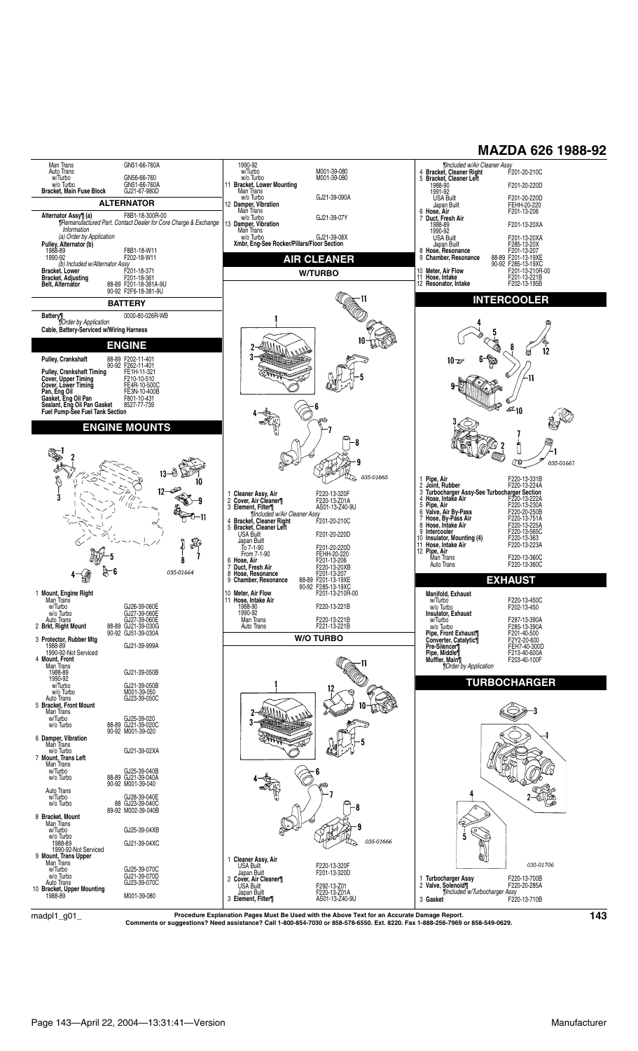# MAZDA 626 1988-92

Man Trans GN51-66-760A
Auto Trans
  w/Turbo GN56-66-760
  w/o Turbo GN51-66-760A
**Bracket, Main Fuse Block** GJ21-67-980D

## ALTERNATOR

**Alternator Assy¶ (a)** F8B1-18-300R-00
¶Remanufactured Part. Contact Dealer for Core Charge & Exchange Information
(a) Order by Application
**Pulley, Alternator (b)**
  1988-89 F8B1-18-W11
  1990-92 F202-18-W11
(b) Included w/Alternator Assy
**Bracket, Lower** F201-18-371
**Bracket, Adjusting** F201-18-361
**Belt, Alternator** 88-89 F201-18-381A-9U
  90-92 F2F6-18-381-9U

## BATTERY

**Battery¶** 0000-80-026R-WB
¶Order by Application
**Cable, Battery-Serviced w/Wiring Harness**

## ENGINE

**Pulley, Crankshaft** 88-89 F202-11-401
  90-92 F262-11-401
**Pulley, Crankshaft Timing** FE1H-11-321
**Cover, Upper Timing** F210-10-510
**Cover, Lower Timing** FE4R-10-500C
**Pan, Eng Oil** FE3N-10-400B
**Gasket, Eng Oil Pan** F801-10-431
**Sealant, Eng Oil Pan Gasket** 8527-77-739
**Fuel Pump-See Fuel Tank Section**

## ENGINE MOUNTS

035-01664

1 **Mount, Engine Right**
  Man Trans
    w/Turbo GJ26-39-060E
    w/o Turbo GJ27-39-060E
  Auto Trans GJ27-39-060E
2 **Brkt, Right Mount** 88-89 GJ21-39-030G
  90-92 GJ51-39-030A
3 **Protector, Rubber Mtg**
  1988-89 GJ21-39-999A
  1990-92-Not Serviced
4 **Mount, Front**
  Man Trans
    1988-89 GJ21-39-050B
    1990-92
      w/Turbo GJ21-39-050B
      w/o Turbo M001-39-050
  Auto Trans GJ23-39-050C
5 **Bracket, Front Mount**
  Man Trans
    w/Turbo GJ25-39-020
    w/o Turbo 88-89 GJ21-39-020C
      90-92 M001-39-020
6 **Damper, Vibration**
  Man Trans
    w/o Turbo GJ21-39-02XA
7 **Mount, Trans Left**
  Man Trans
    w/Turbo GJ25-39-040B
    w/o Turbo 88-89 GJ21-39-040A
      90-92 M001-39-040
  Auto Trans
    w/Turbo GJ28-39-040E
    w/o Turbo 88 GJ23-39-040C
      89-92 M002-39-040B
8 **Bracket, Mount**
  Man Trans
    w/Turbo GJ25-39-04XB
    w/o Turbo
      1988-89 GJ21-39-04XC
      1990-92-Not Serviced
9 **Mount, Trans Upper**
  Man Trans
    w/Turbo GJ25-39-070C
    w/o Turbo GJ21-39-070D
  Auto Trans GJ23-39-070C
10 **Bracket, Upper Mounting**
  1988-89 M001-39-080
  1990-92
    w/Turbo M001-39-080
    w/o Turbo M001-39-080
11 **Bracket, Lower Mounting**
  Man Trans
    w/o Turbo GJ21-39-090A
12 **Damper, Vibration**
  Man Trans
    w/o Turbo GJ21-39-07Y
13 **Damper, Vibration**
  Man Trans
    w/o Turbo GJ21-39-08X
**Xmbr, Eng-See Rocker/Pillars/Floor Section**

## AIR CLEANER

### W/TURBO

035-01665

1 **Cleaner Assy, Air** F220-13-320F
2 **Cover, Air Cleaner¶** F220-13-Z01A
3 **Element, Filter¶** AS01-13-Z40-9U
¶Included w/Air Cleaner Assy
4 **Bracket, Cleaner Right** F201-20-210C
5 **Bracket, Cleaner Left**
  USA Built F201-20-220D
  Japan Built
    To 7-1-90 F201-20-220D
    From 7-1-90 FEHH-20-220
6 **Hose, Air** F201-13-206
7 **Duct, Fresh Air** F220-13-20XB
8 **Hose, Resonance** F201-13-207
9 **Chamber, Resonance** 88-89 F201-13-19XE
  90-92 F285-13-19XC
10 **Meter, Air Flow** F201-13-210R-00
11 **Hose, Intake Air**
  1988-90 F220-13-221B
  1990-92
    Man Trans F220-13-221B
    Auto Trans F221-13-221B

### W/O TURBO

035-01666

1 **Cleaner Assy, Air**
  USA Built F220-13-320F
  Japan Built F201-13-320D
2 **Cover, Air Cleaner¶**
  USA Built F292-13-Z01
  Japan Built F220-13-Z01A
3 **Element, Filter¶** AS01-13-Z40-9U
¶Included w/Air Cleaner Assy
4 **Bracket, Cleaner Right** F201-20-210C
5 **Bracket, Cleaner Left**
  1988-90 F201-20-220D
  1991-92
    USA Built F201-20-220D
    Japan Built FEHH-20-220
6 **Hose, Air** F201-13-206
7 **Duct, Fresh Air**
  1988-89 F201-13-20XA
  1990-92
    USA Built F201-13-20XA
    Japan Built F285-13-20X
8 **Hose, Resonance** F201-13-207
9 **Chamber, Resonance** 88-89 F201-13-19XE
  90-92 F285-13-19XC
10 **Meter, Air Flow** F201-13-210R-00
11 **Hose, Intake** F201-13-221B
12 **Resonator, Intake** F202-13-195B

## INTERCOOLER

035-01667

1 **Pipe, Air** F220-13-331B
2 **Joint, Rubber** F220-13-224A
3 **Turbocharger Assy-See Turbocharger Section**
4 **Hose, Intake Air** F220-13-222A
5 **Pipe, Air** F220-13-230A
6 **Valve, Air By-Pass** F220-20-250B
7 **Hose, By-Pass Air** F220-13-751A
8 **Hose, Intake Air** F220-13-225A
9 **Intercooler** F220-13-565C
10 **Insulator, Mounting (4)** F220-13-363
11 **Hose, Intake Air** F220-13-223A
12 **Pipe, Air**
  Man Trans F220-13-360C
  Auto Trans F220-13-360C

## EXHAUST

**Manifold, Exhaust**
  w/Turbo F220-13-450C
  w/o Turbo F202-13-450
**Insulator, Exhaust**
  w/Turbo F287-13-390A
  w/o Turbo F285-13-390A
**Pipe, Front Exhaust¶** F201-40-500
**Converter, Catalytic¶** F2Y2-20-600
**Pre-Silencer¶** FEH7-40-300D
**Pipe, Middle¶** F213-40-600A
**Muffler, Main¶** F203-40-100F
¶Order by Application

## TURBOCHARGER

035-01706

1 **Turbocharger Assy** F220-13-700B
2 **Valve, Solenoid¶** F220-20-285A
¶Included w/Turbocharger Assy
3 **Gasket** F220-13-710B

madpl1_g01_

**Procedure Explanation Pages Must Be Used with the Above Text for an Accurate Damage Report.**
**Comments or suggestions? Need assistance? Call 1-800-854-7030 or 858-578-6550. Ext. 8220. Fax 1-888-256-7969 or 858-549-0629.**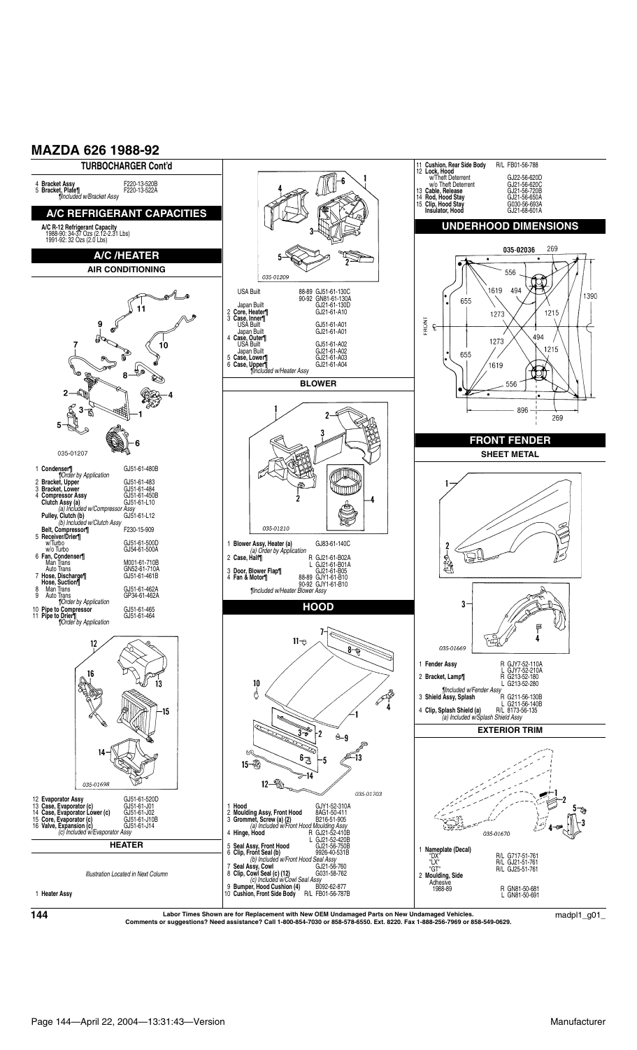# MAZDA 626 1988-92

## TURBOCHARGER Cont'd

| | | |
|---|---|---|
| 4 | **Bracket Assy** | F220-13-520B |
| 5 | **Bracket, Plate¶** | F220-13-522A |
| | ¶*Included w/Bracket Assy* | |

## A/C REFRIGERANT CAPACITIES

**A/C R-12 Refrigerant Capacity**
1988-90: 34-37 Ozs (2.12-2.31 Lbs)
1991-92: 32 Ozs (2.0 Lbs)

## A/C /HEATER

### AIR CONDITIONING

035-01207

| | | |
|---|---|---|
| 1 | **Condenser¶** | GJ51-61-480B |
| | ¶*Order by Application* | |
| 2 | **Bracket, Upper** | GJ51-61-483 |
| 3 | **Bracket, Lower** | GJ51-61-484 |
| 4 | **Compressor Assy** | GJ51-61-450B |
| | **Clutch Assy (a)** | GJ51-61-L10 |
| | *(a) Included w/Compressor Assy* | |
| | **Pulley, Clutch (b)** | GJ51-61-L12 |
| | *(b) Included w/Clutch Assy* | |
| | **Belt, Compressor¶** | F230-15-909 |
| 5 | **Receiver/Drier¶** | |
| | w/Turbo | GJ51-61-500D |
| | w/o Turbo | GJ54-61-500A |
| 6 | **Fan, Condenser¶** | |
| | Man Trans | M001-61-710B |
| | Auto Trans | GN52-61-710A |
| 7 | **Hose, Discharge¶** | GJ51-61-461B |
| | **Hose, Suction¶** | |
| 8 | Man Trans | GJ51-61-462A |
| 9 | Auto Trans | GP34-61-462A |
| | ¶*Order by Application* | |
| 10 | **Pipe to Compressor** | GJ51-61-465 |
| 11 | **Pipe to Drier¶** | GJ51-61-464 |
| | ¶*Order by Application* | |

035-01698

| | | |
|---|---|---|
| 12 | **Evaporator Assy** | GJ51-61-520D |
| 13 | **Case, Evaporator (c)** | GJ51-61-J01 |
| 14 | **Case, Evaporator Lower (c)** | GJ51-61-J02 |
| 15 | **Core, Evaporator (c)** | GJ51-61-J10B |
| 16 | **Valve, Expansion (c)** | GJ51-61-J14 |
| | *(c) Included w/Evaporator Assy* | |

### HEATER

*Illustration Located in Next Column*

1 **Heater Assy**

035-01209

| | | | |
|---|---|---|---|
| | USA Built | 88-89 | GJ51-61-130C |
| | | 90-92 | GN81-61-130A |
| | Japan Built | | GJ21-61-130D |
| 2 | **Core, Heater¶** | | GJ51-61-A10 |
| 3 | **Case, Inner¶** | | |
| | USA Built | | GJ51-61-A01 |
| | Japan Built | | GJ21-61-A01 |
| 4 | **Case, Outer¶** | | |
| | USA Built | | GJ51-61-A02 |
| | Japan Built | | GJ21-61-A02 |
| 5 | **Case, Lower¶** | | GJ21-61-A03 |
| 6 | **Case, Upper¶** | | GJ21-61-A04 |
| | ¶*Included w/Heater Assy* | | |

## BLOWER

035-01210

| | | | |
|---|---|---|---|
| 1 | **Blower Assy, Heater (a)** | | GJ83-61-140C |
| | *(a) Order by Application* | | |
| 2 | **Case, Half¶** | R | GJ21-61-B02A |
| | | L | GJ21-61-B01A |
| 3 | **Door, Blower Flap¶** | | GJ21-61-B05 |
| 4 | **Fan & Motor¶** | 88-89 | GJY1-61-B10 |
| | | 90-92 | GJY1-61-B10 |
| | ¶*Included w/Heater Blower Assy* | | |

## HOOD

035-01703

| | | | |
|---|---|---|---|
| 1 | **Hood** | | GJY1-52-310A |
| 2 | **Moulding Assy, Front Hood** | | 8AG1-50-411 |
| 3 | **Grommet, Screw (a) (2)** | | B216-51-905 |
| | *(a) Included w/Front Hood Moulding Assy* | | |
| 4 | **Hinge, Hood** | R | GJ21-52-410B |
| | | L | GJ21-52-420B |
| 5 | **Seal Assy, Front Hood** | | GJ21-56-750B |
| 6 | **Clip, Front Seal (b)** | | 9926-40-531B |
| | *(b) Included w/Front Hood Seal Assy* | | |
| 7 | **Seal Assy, Cowl** | | GJ21-56-760 |
| 8 | **Clip, Cowl Seal (c) (12)** | | G031-58-762 |
| | *(c) Included w/Cowl Seal Assy* | | |
| 9 | **Bumper, Hood Cushion (4)** | | B092-62-877 |
| 10 | **Cushion, Front Side Body** | R/L | FB01-56-787B |
| 11 | **Cushion, Rear Side Body** | R/L | FB01-56-788 |
| 12 | **Lock, Hood** | | |
| | w/Theft Deterrent | | GJ22-56-620D |
| | w/o Theft Deterrent | | GJ21-56-620C |
| 13 | **Cable, Release** | | GJ21-56-720B |
| 14 | **Rod, Hood Stay** | | GJ21-56-650A |
| 15 | **Clip, Hood Stay** | | G030-56-693A |
| | **Insulator, Hood** | | GJ21-68-601A |

## UNDERHOOD DIMENSIONS

035-02036

## FRONT FENDER

### SHEET METAL

035-01669

| | | | |
|---|---|---|---|
| 1 | **Fender Assy** | R | GJY7-52-110A |
| | | L | GJY7-52-210A |
| 2 | **Bracket, Lamp¶** | R | G213-52-180 |
| | | L | G213-52-280 |
| | ¶*Included w/Fender Assy* | | |
| 3 | **Shield Assy, Splash** | R | G211-56-130B |
| | | L | G211-56-140B |
| 4 | **Clip, Splash Shield (a)** | R/L | 8173-56-135 |
| | *(a) Included w/Splash Shield Assy* | | |

### EXTERIOR TRIM

035-01670

| | | | |
|---|---|---|---|
| 1 | **Nameplate (Decal)** | | |
| | "DX" | R/L | G717-51-761 |
| | "LX" | R/L | GJ21-51-761 |
| | "GT" | R/L | GJ25-51-761 |
| 2 | **Moulding, Side** | | |
| | Adhesive | | |
| | 1988-89 | R | GN81-50-681 |
| | | L | GN81-50-691 |

Labor Times Shown are for Replacement with New OEM Undamaged Parts on New Undamaged Vehicles.
Comments or suggestions? Need assistance? Call 1-800-854-7030 or 858-578-6550. Ext. 8220. Fax 1-888-256-7969 or 858-549-0629.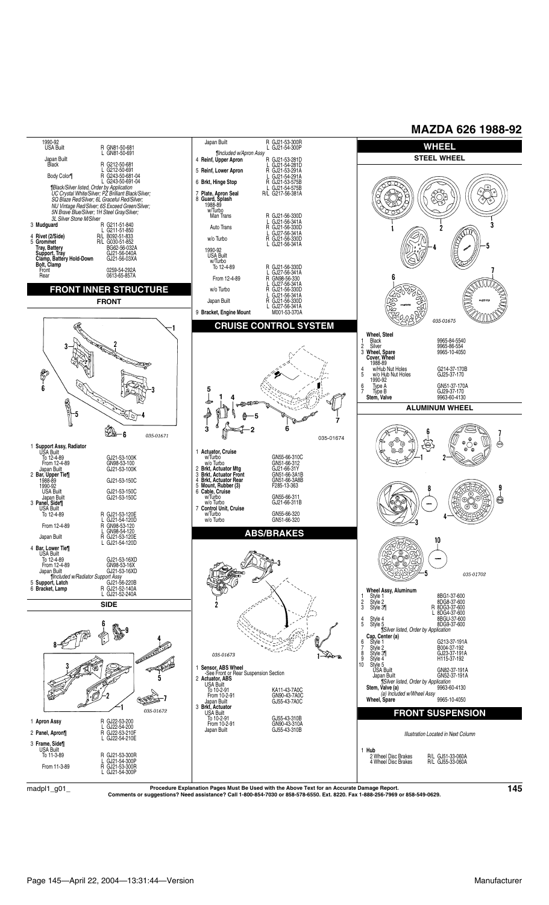# MAZDA 626 1988-92

1990-92
USA Built — R GN81-50-681, L GN81-50-691

Japan Built
Black — R G212-50-681, L G212-50-691
Body Color¶ — R G243-50-681-04, L G243-50-691-04

*¶Black/Silver listed, Order by Application*
*UC Crystal White/Silver; PZ Brilliant Black/Silver; SQ Blaze Red/Silver; 6L Graceful Red/Silver; NU Vintage Red/Silver; 6S Exceed Green/Silver; 5N Brave Blue/Silver; 1H Steel Gray/Silver; 3L Silver Stone M/Silver*

3 **Mudguard** — R G211-51-840, L G211-51-850
4 **Rivet (2/Side)** — R/L B092-51-833
5 **Grommet** — R/L G030-51-852
**Tray, Battery** — BG62-56-032A
**Support, Tray** — GJ21-56-040A
**Clamp, Battery Hold-Down** — GJ21-56-03XA
**Bolt, Clamp**
Front — 0259-54-292A
Rear — 0613-65-857A

## FRONT INNER STRUCTURE

### FRONT

035-01671

1 **Support Assy, Radiator**
USA Built
To 12-4-89 — GJ21-53-100K
From 12-4-89 — GN98-53-100
Japan Built — GJ21-53-100K

2 **Bar, Upper Tie¶**
1988-89 — GJ21-53-150C
1990-92
USA Built — GJ21-53-150C
Japan Built — GJ21-53-150C

3 **Panel, Side¶**
USA Built
To 12-4-89 — R GJ21-53-120E, L GJ21-54-120D
From 12-4-89 — R GN98-53-120, L GN98-54-120
Japan Built — R GJ21-53-120E, L GJ21-54-120D

4 **Bar, Lower Tie¶**
USA Built
To 12-4-89 — GJ21-53-16XD
From 12-4-89 — GN98-53-16X
Japan Built — GJ21-53-16XD
*¶Included w/Radiator Support Assy*

5 **Support, Latch** — GJ21-56-220B
6 **Bracket, Lamp** — R GJ21-52-140A, L GJ21-52-240A

### SIDE

035-01672

1 **Apron Assy** — R GJ22-53-200, L GJ22-54-200
2 **Panel, Apron¶** — R GJ22-53-210F, L GJ22-54-210E
3 **Frame, Side¶**
USA Built
To 11-3-89 — R GJ21-53-300R, L GJ21-54-300P
From 11-3-89 — R GJ21-53-300R, L GJ21-54-300P
Japan Built — R GJ21-53-300R, L GJ21-54-300P
*¶Included w/Apron Assy*

4 **Reinf, Upper Apron** — R GJ21-53-281D, L GJ21-54-281D
5 **Reinf, Lower Apron** — R GJ21-53-291A, L GJ21-54-291A
6 **Brkt, Hinge Stop** — R GJ21-53-575B, L GJ21-54-575B
7 **Plate, Apron Seal** — R/L G217-56-381A
8 **Guard, Splash**
1988-89
w/Turbo
Man Trans — R GJ21-56-330D, L GJ21-56-341A
Auto Trans — R GJ21-56-330D, L GJ27-56-341A
w/o Turbo — R GJ21-56-330D, L GJ21-56-341A
1990-92
USA Built
w/Turbo
To 12-4-89 — R GJ21-56-330D, L GJ27-56-341A
From 12-4-89 — R GN98-56-330, L GJ27-56-341A
w/o Turbo — R GJ21-56-330D, L GJ21-56-341A
Japan Built — R GJ21-56-330D, L GJ27-56-341A

9 **Bracket, Engine Mount** — M001-53-370A

## CRUISE CONTROL SYSTEM

035-01674

1 **Actuator, Cruise**
w/Turbo — GN55-66-310C
w/o Turbo — GN51-66-312
2 **Brkt, Actuator Mtg** — GJ21-66-31Y
3 **Brkt, Actuator Front** — GN51-66-3A1B
4 **Brkt, Actuator Rear** — GN51-66-3A8B
5 **Mount, Rubber (3)** — F285-13-363
6 **Cable, Cruise**
w/Turbo — GN55-66-311
w/o Turbo — GJ21-66-311B
7 **Control Unit, Cruise**
w/Turbo — GN55-66-320
w/o Turbo — GN51-66-320

## ABS/BRAKES

035-01673

1 **Sensor, ABS Wheel**
-See Front or Rear Suspension Section
2 **Actuator, ABS**
USA Built
To 10-2-91 — KA11-43-7A0C
From 10-2-91 — GN90-43-7A0C
Japan Built — GJ55-43-7A0C
3 **Brkt, Actuator**
USA Built
To 10-2-91 — GJ55-43-310B
From 10-2-91 — GN90-43-310A
Japan Built — GJ55-43-310B

## WHEEL

### STEEL WHEEL

035-01675

**Wheel, Steel**
1 Black — 9965-84-5540
2 Silver — 9965-86-554
3 **Wheel, Spare** — 9965-10-4050
**Cover, Wheel**
1988-89
4 w/Hub Nut Holes — G214-37-170B
5 w/o Hub Nut Holes — GJ25-37-170
1990-92
6 Type A — GN51-37-170A
7 Type B — GJ29-37-170
**Stem, Valve** — 9963-60-4130

### ALUMINUM WHEEL

035-01702

**Wheel Assy, Aluminum**
1 Style 1 — 8BG1-37-600
2 Style 2 — 8DG8-37-600
3 Style 3¶ — R 8DG3-37-600, L 8DG4-37-600
4 Style 4 — 8BGU-37-600
5 Style 5 — 8DG9-37-600
*¶Silver listed, Order by Application*
**Cap, Center (a)**
6 Style 1 — G213-37-191A
7 Style 2 — B004-37-192
8 Style 3¶ — GJ23-37-191A
9 Style 4 — H115-37-192
10 Style 5
USA Built — GN82-37-191A
Japan Built — GN52-37-191A
*¶Silver listed, Order by Application*
**Stem, Valve (a)** — 9963-60-4130
*(a) Included w/Wheel Assy*
**Wheel, Spare** — 9965-10-4050

## FRONT SUSPENSION

*Illustration Located in Next Column*

1 **Hub**
2 Wheel Disc Brakes — R/L GJ51-33-060A
4 Wheel Disc Brakes — R/L GJ55-33-060A

**Procedure Explanation Pages Must Be Used with the Above Text for an Accurate Damage Report.**
**Comments or suggestions? Need assistance? Call 1-800-854-7030 or 858-578-6550. Ext. 8220. Fax 1-888-256-7969 or 858-549-0629.**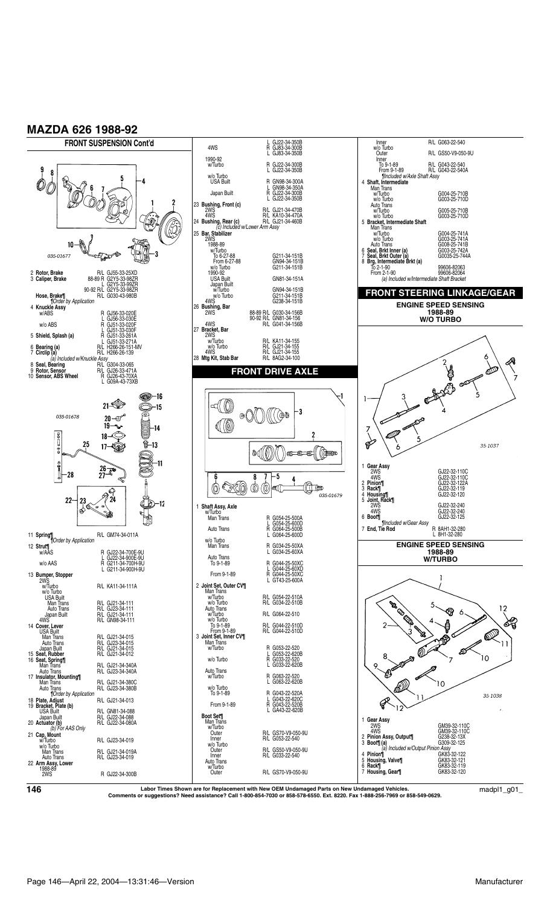# MAZDA 626 1988-92

## FRONT SUSPENSION Cont'd

035-01677

2 **Rotor, Brake** R/L GJ55-33-25XD
3 **Caliper, Brake** 88-89 R G2Y5-33-98ZR
L G2Y5-33-99ZR
90-92 R/L G2Y5-33-98ZR
**Hose, Brake¶** R/L G030-43-980B
*¶Order by Application*
4 **Knuckle Assy**
w/ABS R GJ56-33-020E
L GJ56-33-030E
w/o ABS R GJ51-33-020F
L GJ51-33-030F
5 **Shield, Splash (a)** R GJ51-33-261A
L GJ51-33-271A
6 **Bearing (a)** R/L H266-26-151-MV
7 **Circlip (a)** R/L H266-26-139
*(a) Included w/Knuckle Assy*
8 **Seal, Bearing** R/L G304-33-065
9 **Rotor, Sensor** R/L GJ26-33-471A
10 **Sensor, ABS Wheel** R GJ26-43-70XA
L G09A-43-73XB

035-01678

11 **Spring¶** R/L GM74-34-011A
*¶Order by Application*
12 **Strut¶**
w/AAS R GJ22-34-700E-9U
L GJ22-34-900E-9U
w/o AAS R G211-34-700H-9U
L G211-34-900H-9U
13 **Bumper, Stopper**
2WS
w/Turbo R/L KA11-34-111A
w/o Turbo
USA Built
Man Trans R/L GJ21-34-111
Auto Trans R/L GJ23-34-111
Japan Built R/L GJ21-34-111
4WS R/L GN98-34-111
14 **Cover, Lever**
USA Built
Man Trans R/L GJ21-34-015
Auto Trans R/L GJ23-34-015
Japan Built R/L GJ21-34-015
15 **Seat, Rubber** R/L GJ21-34-012
16 **Seat, Spring¶**
Man Trans R/L GJ21-34-340A
Auto Trans R/L GJ23-34-340A
17 **Insulator, Mounting¶**
Man Trans R/L GJ21-34-380C
Auto Trans R/L GJ23-34-380B
*¶Order by Application*
18 **Plate, Adjust** R/L GJ21-34-013
19 **Bracket, Plate (b)**
USA Built R/L GN81-34-088
Japan Built R/L GJ22-34-088
20 **Actuator (b)** R/L GJ22-34-080A
*(b) For AAS Only*
21 **Cap, Mount**
w/Turbo R/L GJ23-34-019
w/o Turbo
Man Trans R/L GJ21-34-019A
Auto Trans R/L GJ23-34-019
22 **Arm Assy, Lower**
1988-89
2WS R GJ22-34-300B
L GJ22-34-350B
4WS R GJ83-34-300B
L GJ83-34-350B
1990-92
w/Turbo R GJ22-34-300B
L GJ22-34-350B
w/o Turbo
USA Built R GN98-34-300A
L GN98-34-350A
Japan Built R GJ22-34-300B
L GJ22-34-350B
23 **Bushing, Front (c)**
2WS R/L GJ21-34-470B
4WS R/L KA10-34-470A
24 **Bushing, Rear (c)** R/L GJ21-34-460B
*(c) Included w/Lower Arm Assy*
25 **Bar, Stabilizer**
2WS
1988-89
w/Turbo
To 6-27-88 G211-34-151B
From 6-27-88 GN94-34-151B
w/o Turbo G211-34-151B
1990-92
USA Built GN81-34-151A
Japan Built
w/Turbo GN94-34-151B
w/o Turbo G211-34-151B
4WS G238-34-151B
26 **Bushing, Bar**
2WS 88-89 R/L G030-34-156B
90-92 R/L GN81-34-156
4WS R/L G041-34-156B
27 **Bracket, Bar**
2WS
w/Turbo R/L KA11-34-155
w/o Turbo R/L GJ21-34-155
4WS R/L GJ21-34-155
28 **Mtg Kit, Stab Bar** R/L 8AG2-34-100

## FRONT DRIVE AXLE

035-01679

1 **Shaft Assy, Axle**
w/Turbo
Man Trans R G054-25-500A
L G054-25-600D
Auto Trans R G064-25-500B
L G064-25-600D
w/o Turbo
Man Trans R G034-25-50XA
L G034-25-60XA
Auto Trans
To 9-1-89 R G044-25-50XC
L G044-25-60XD
From 9-1-89 R G044-25-50XC
L GT43-25-600A
2 **Joint Set, Outer CV¶**
Man Trans
w/Turbo R/L G054-22-510A
w/o Turbo R/L G034-22-510B
Auto Trans
w/Turbo R/L G064-22-510
w/o Turbo
To 9-1-89 R/L G044-22-510D
From 9-1-89 R/L G044-22-510E
3 **Joint Set, Inner CV¶**
Man Trans
w/Turbo R G053-22-520
L G053-22-620B
w/o Turbo R G032-22-520
L G032-22-620B
Auto Trans
w/Turbo R G063-22-520
L G063-22-620B
w/o Turbo
To 9-1-89 R G043-22-520A
L G043-22-620C
From 9-1-89 R G043-22-520B
L GA43-22-620B
**Boot Set¶**
Man Trans
w/Turbo
Outer R/L GS70-V9-050-9U
Inner R/L G053-22-540
w/o Turbo
Outer R/L GS50-V9-050-9U
Inner R/L G033-22-540
Auto Trans
w/Turbo
Outer R/L GS70-V9-050-9U
Inner R/L G063-22-540
w/o Turbo
Outer R/L GS50-V9-050-9U
Inner
To 9-1-89 R/L G043-22-540
From 9-1-89 R/L G043-22-540A
*¶Included w/Axle Shaft Assy*
4 **Shaft, Intermediate**
Man Trans
w/Turbo G004-25-710B
w/o Turbo G003-25-710D
Auto Trans
w/Turbo G005-25-710B
w/o Turbo G003-25-710D
5 **Bracket, Intermediate Shaft**
Man Trans
w/Turbo G004-25-741A
w/o Turbo G003-25-741A
Auto Trans G008-25-741B
6 **Seal, Brkt Inner (a)** G003-25-742A
7 **Seal, Brkt Outer (a)** G0035-25-744A
8 **Brg, Intermediate Brkt (a)**
To 2-1-90 99606-82063
From 2-1-90 99606-82064
*(a) Included w/Intermediate Shaft Bracket*

## FRONT STEERING LINKAGE/GEAR

### ENGINE SPEED SENSING 1988-89 W/O TURBO

35-1037

1 **Gear Assy**
2WS GJ22-32-110C
4WS GJ22-32-110C
2 **Pinion¶** GJ22-32-122A
3 **Rack¶** GJ22-32-119
4 **Housing¶** GJ22-32-120
5 **Joint, Rack¶**
2WS GJ22-32-240
4WS GJ22-32-240
6 **Boot¶** GJ22-32-125
*¶Included w/Gear Assy*
7 **End, Tie Rod** R 8AH1-32-280
L 8H1-32-280

### ENGINE SPEED SENSING 1988-89 W/TURBO

35-1038

1 **Gear Assy**
2WS GM39-32-110C
4WS GM39-32-110C
2 **Pinion Assy, Output¶** G238-32-13X
3 **Boot¶ (a)** G309-32-125
*(a) Included w/Output Pinion Assy*
4 **Pinion¶** GK83-32-122
5 **Housing, Valve¶** GK83-32-121
6 **Rack¶** GK83-32-119
7 **Housing, Gear¶** GK83-32-120

Labor Times Shown are for Replacement with New OEM Undamaged Parts on New Undamaged Vehicles.
Comments or suggestions? Need assistance? Call 1-800-854-7030 or 858-578-6550. Ext. 8220. Fax 1-888-256-7969 or 858-549-0629.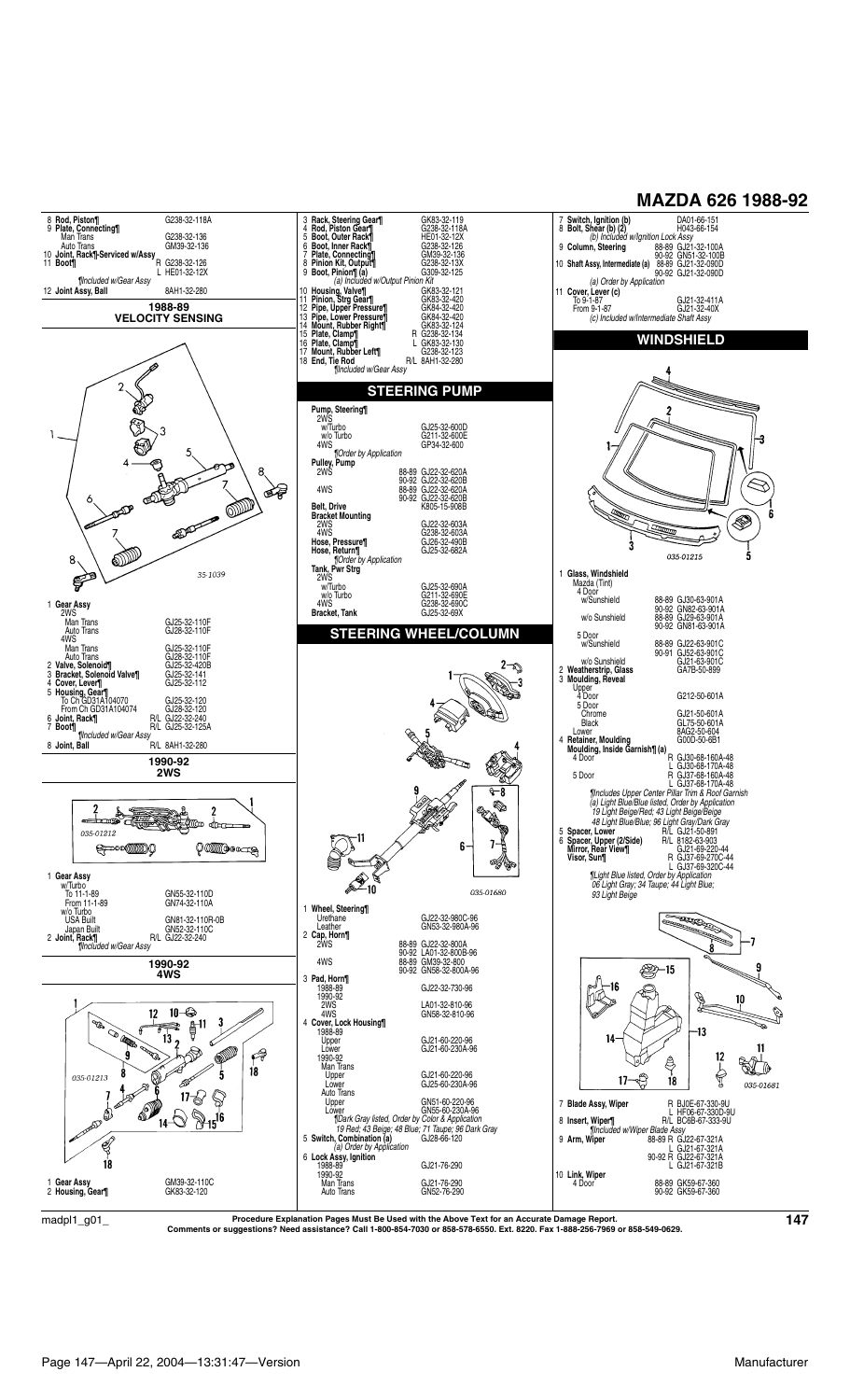# MAZDA 626 1988-92

| | |
|---|---|
| 8 **Rod, Piston¶** | G238-32-118A |
| 9 **Plate, Connecting¶** | |
| Man Trans | G238-32-136 |
| Auto Trans | GM39-32-136 |
| 10 **Joint, Rack¶-Serviced w/Assy** | |
| 11 **Boot¶** | R G238-32-126 |
| | L HE01-32-12X |
| *¶Included w/Gear Assy* | |
| 12 **Joint Assy, Ball** | 8AH1-32-280 |

## 1988-89 VELOCITY SENSING

35-1039

| | |
|---|---|
| 1 **Gear Assy** | |
| 2WS | |
| Man Trans | GJ25-32-110F |
| Auto Trans | GJ28-32-110F |
| 4WS | |
| Man Trans | GJ25-32-110F |
| Auto Trans | GJ28-32-110F |
| 2 **Valve, Solenoid¶** | GJ25-32-420B |
| 3 **Bracket, Solenoid Valve¶** | GJ25-32-141 |
| 4 **Cover, Lever¶** | GJ25-32-112 |
| 5 **Housing, Gear¶** | |
| To Ch GD31A104070 | GJ25-32-120 |
| From Ch GD31A104074 | GJ28-32-120 |
| 6 **Joint, Rack¶** | R/L GJ22-32-240 |
| 7 **Boot¶** | R/L GJ25-32-125A |
| *¶Included w/Gear Assy* | |
| 8 **Joint, Ball** | R/L 8AH1-32-280 |

## 1990-92 2WS

035-01212

| | |
|---|---|
| 1 **Gear Assy** | |
| w/Turbo | |
| To 11-1-89 | GN55-32-110D |
| From 11-1-89 | GN74-32-110A |
| w/o Turbo | |
| USA Built | GN81-32-110R-0B |
| Japan Built | GN52-32-110C |
| 2 **Joint, Rack¶** | R/L GJ22-32-240 |
| *¶Included w/Gear Assy* | |

## 1990-92 4WS

035-01213

| | |
|---|---|
| 1 **Gear Assy** | GM39-32-110C |
| 2 **Housing, Gear¶** | GK83-32-120 |
| 3 **Rack, Steering Gear¶** | GK83-32-119 |
| 4 **Rod, Piston Gear¶** | G238-32-118A |
| 5 **Boot, Outer Rack¶** | HE01-32-12X |
| 6 **Boot, Inner Rack¶** | G238-32-126 |
| 7 **Plate, Connecting¶** | GM39-32-136 |
| 8 **Pinion Kit, Output¶** | G238-32-13X |
| 9 **Boot, Pinion¶ (a)** | G309-32-125 |
| *(a) Included w/Output Pinion Kit* | |
| 10 **Housing, Valve¶** | GK83-32-121 |
| 11 **Pinion, Strg Gear¶** | GK83-32-420 |
| 12 **Pipe, Upper Pressure¶** | GK84-32-420 |
| 13 **Pipe, Lower Pressure¶** | GK84-32-420 |
| 14 **Mount, Rubber Right¶** | GK83-32-124 |
| 15 **Plate, Clamp¶** | R G238-32-134 |
| 16 **Plate, Clamp¶** | L GK83-32-130 |
| 17 **Mount, Rubber Left¶** | G238-32-123 |
| 18 **End, Tie Rod** | R/L 8AH1-32-280 |
| *¶Included w/Gear Assy* | |

## STEERING PUMP

| | | |
|---|---|---|
| **Pump, Steering¶** | | |
| 2WS | | |
| w/Turbo | | GJ25-32-600D |
| w/o Turbo | | G211-32-600E |
| 4WS | | GP34-32-600 |
| *¶Order by Application* | | |
| **Pulley, Pump** | | |
| 2WS | 88-89 | GJ22-32-620A |
| | 90-92 | GJ22-32-620B |
| 4WS | 88-89 | GJ22-32-620A |
| | 90-92 | GJ22-32-620B |
| **Belt, Drive** | | K805-15-908B |
| **Bracket Mounting** | | |
| 2WS | | GJ22-32-603A |
| 4WS | | G238-32-603A |
| **Hose, Pressure¶** | | GJ26-32-490B |
| **Hose, Return¶** | | GJ25-32-682A |
| *¶Order by Application* | | |
| **Tank, Pwr Strg** | | |
| 2WS | | |
| w/Turbo | | GJ25-32-690A |
| w/o Turbo | | G211-32-690E |
| 4WS | | G238-32-690C |
| **Bracket, Tank** | | GJ25-32-69X |

## STEERING WHEEL/COLUMN

035-01680

| | | |
|---|---|---|
| 1 **Wheel, Steering¶** | | |
| Urethane | | GJ22-32-980C-96 |
| Leather | | GN53-32-980A-96 |
| 2 **Cap, Horn¶** | | |
| 2WS | 88-89 | GJ22-32-800A |
| | 90-92 | LA01-32-800B-96 |
| 4WS | 88-89 | GM39-32-800 |
| | 90-92 | GN58-32-800A-96 |
| 3 **Pad, Horn¶** | | |
| 1988-89 | | GJ22-32-730-96 |
| 1990-92 | | |
| 2WS | | LA01-32-810-96 |
| 4WS | | GN58-32-810-96 |
| 4 **Cover, Lock Housing¶** | | |
| 1988-89 | | |
| Upper | | GJ21-60-220-96 |
| Lower | | GJ21-60-230A-96 |
| 1990-92 | | |
| Man Trans | | |
| Upper | | GJ21-60-220-96 |
| Lower | | GJ25-60-230A-96 |
| Auto Trans | | |
| Upper | | GN51-60-220-96 |
| Lower | | GN55-60-230A-96 |
| *¶Dark Gray listed, Order by Color & Application 19 Red; 43 Beige; 48 Blue; 71 Taupe; 96 Dark Gray* | | |
| 5 **Switch, Combination (a)** | | GJ28-66-120 |
| *(a) Order by Application* | | |
| 6 **Lock Assy, Ignition** | | |
| 1988-89 | | GJ21-76-290 |
| 1990-92 | | |
| Man Trans | | GJ21-76-290 |
| Auto Trans | | GN52-76-290 |
| 7 **Switch, Ignition (b)** | | DA01-66-151 |
| 8 **Bolt, Shear (b) (2)** | | H043-66-154 |
| *(b) Included w/Ignition Lock Assy* | | |
| 9 **Column, Steering** | 88-89 | GJ21-32-100A |
| | 90-92 | GN51-32-100B |
| 10 **Shaft Assy, Intermediate (a)** | 88-89 | GJ21-32-090D |
| | 90-92 | GJ21-32-090D |
| *(a) Order by Application* | | |
| 11 **Cover, Lever (c)** | | |
| To 9-1-87 | | GJ21-32-411A |
| From 9-1-87 | | GJ21-32-40X |
| *(c) Included w/Intermediate Shaft Assy* | | |

## WINDSHIELD

035-01215

| | | |
|---|---|---|
| 1 **Glass, Windshield** | | |
| Mazda (Tint) | | |
| 4 Door | | |
| w/Sunshield | 88-89 | GJ30-63-901A |
| | 90-92 | GN82-63-901A |
| w/o Sunshield | 88-89 | GJ29-63-901A |
| | 90-92 | GN81-63-901A |
| 5 Door | | |
| w/Sunshield | 88-89 | GJ22-63-901C |
| | 90-91 | GJ52-63-901C |
| w/o Sunshield | | GJ21-63-901C |
| 2 **Weatherstrip, Glass** | | GA7B-50-899 |
| 3 **Moulding, Reveal** | | |
| Upper | | |
| 4 Door | | G212-50-601A |
| 5 Door | | |
| Chrome | | GJ21-50-601A |
| Black | | GL75-50-601A |
| Lower | | 8AG2-50-604 |
| 4 **Retainer, Moulding** | | G00D-50-6B1 |
| **Moulding, Inside Garnish¶ (a)** | | |
| 4 Door | | R GJ30-68-160A-48 |
| | | L GJ30-68-170A-48 |
| 5 Door | | R GJ37-68-160A-48 |
| | | L GJ37-68-170A-48 |
| *¶Includes Upper Center Pillar Trim & Roof Garnish (a) Light Blue/Blue listed, Order by Application 19 Light Beige/Red; 43 Light Beige/Beige 48 Light Blue/Blue; 96 Light Gray/Dark Gray* | | |
| 5 **Spacer, Lower** | | R/L GJ21-50-891 |
| 6 **Spacer, Upper (2/Side)** | | R/L 8182-63-903 |
| **Mirror, Rear View¶** | | GJ21-69-220-44 |
| **Visor, Sun¶** | | R GJ37-69-270C-44 |
| | | L GJ37-69-320C-44 |
| *¶Light Blue listed, Order by Application 06 Light Gray; 34 Taupe; 44 Light Blue; 93 Light Beige* | | |

035-01681

| | | |
|---|---|---|
| 7 **Blade Assy, Wiper** | | R BJ0E-67-330-9U |
| | | L HF06-67-330D-9U |
| 8 **Insert, Wiper¶** | | R/L BC6B-67-333-9U |
| *¶Included w/Wiper Blade Assy* | | |
| 9 **Arm, Wiper** | 88-89 | R GJ22-67-321A |
| | | L GJ21-67-321A |
| | 90-92 | R GJ22-67-321A |
| | | L GJ21-67-321B |
| 10 **Link, Wiper** | | |
| 4 Door | 88-89 | GK59-67-360 |
| | 90-92 | GK59-67-360 |

**Procedure Explanation Pages Must Be Used with the Above Text for an Accurate Damage Report.**
**Comments or suggestions? Need assistance? Call 1-800-854-7030 or 858-578-6550. Ext. 8220. Fax 1-888-256-7969 or 858-549-0629.**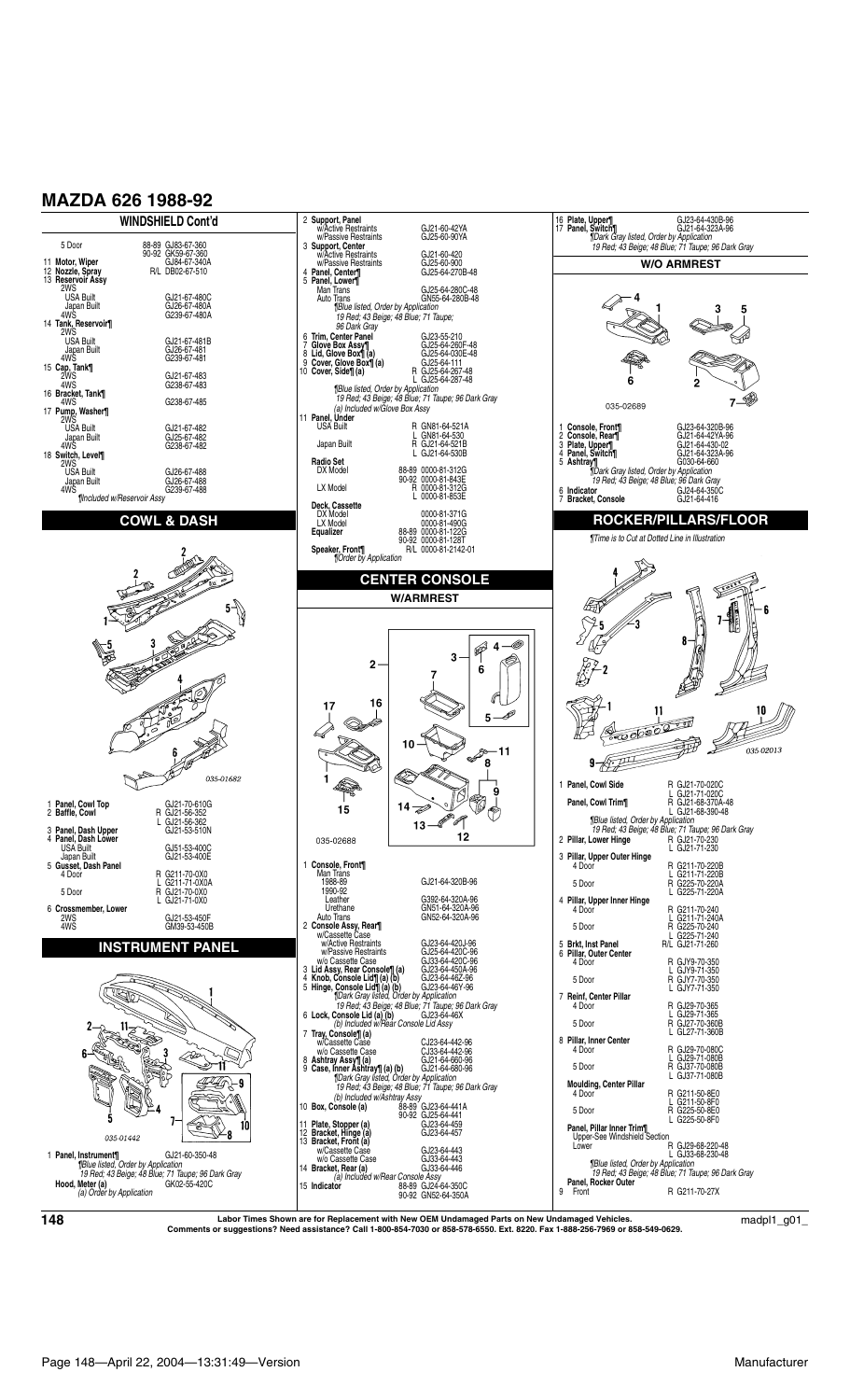# MAZDA 626 1988-92

## WINDSHIELD Cont'd

5 Door — 88-89 GJ83-67-360; 90-92 GK59-67-360
11 **Motor, Wiper** — GJ84-67-340A
12 **Nozzle, Spray** — R/L DB02-67-510
13 **Reservoir Assy**
2WS
USA Built — GJ21-67-480C
Japan Built — GJ26-67-480A
4WS — G239-67-480A
14 **Tank, Reservoir¶**
2WS
USA Built — GJ21-67-481B
Japan Built — GJ26-67-481
4WS — G239-67-481
15 **Cap, Tank¶**
2WS — GJ21-67-483
4WS — G238-67-483
16 **Bracket, Tank¶**
4WS — G238-67-485
17 **Pump, Washer¶**
2WS
USA Built — GJ21-67-482
Japan Built — GJ25-67-482
4WS — G238-67-482
18 **Switch, Level¶**
2WS
USA Built — GJ26-67-488
Japan Built — GJ26-67-488
4WS — G239-67-488
*¶Included w/Reservoir Assy*

## COWL & DASH

035-01682

1 **Panel, Cowl Top** — GJ21-70-610G
2 **Baffle, Cowl** — R GJ21-56-352; L GJ21-56-362
3 **Panel, Dash Upper** — GJ21-53-510N
4 **Panel, Dash Lower**
USA Built — GJ51-53-400C
Japan Built — GJ21-53-400E
5 **Gusset, Dash Panel**
4 Door — R G211-70-0X0; L G211-71-0X0A
5 Door — R GJ21-70-0X0; L GJ21-71-0X0
6 **Crossmember, Lower**
2WS — GJ21-53-450F
4WS — GM39-53-450B

## INSTRUMENT PANEL

035-01442

1 **Panel, Instrument¶** — GJ21-60-350-48
*¶Blue listed, Order by Application*
*19 Red; 43 Beige; 48 Blue; 71 Taupe; 96 Dark Gray*
**Hood, Meter (a)** — GK02-55-420C
*(a) Order by Application*

2 **Support, Panel**
w/Active Restraints — GJ21-60-42YA
w/Passive Restraints — GJ25-60-90YA
3 **Support, Center**
w/Active Restraints — GJ21-60-420
w/Passive Restraints — GJ25-60-900
4 **Panel, Center¶** — GJ25-64-270B-48
5 **Panel, Lower¶**
Man Trans — GJ25-64-280C-48
Auto Trans — GN55-64-280B-48
*¶Blue listed, Order by Application*
*19 Red; 43 Beige; 48 Blue; 71 Taupe; 96 Dark Gray*
6 **Trim, Center Panel** — GJ23-55-210
7 **Glove Box Assy¶** — GJ25-64-260F-48
8 **Lid, Glove Box¶ (a)** — GJ25-64-030E-48
9 **Cover, Glove Box¶ (a)** — GJ25-64-111
10 **Cover, Side¶ (a)** — R GJ25-64-267-48; L GJ25-64-287-48
*¶Blue listed, Order by Application*
*19 Red; 43 Beige; 48 Blue; 71 Taupe; 96 Dark Gray*
*(a) Included w/Glove Box Assy*
11 **Panel, Under**
USA Built — R GN81-64-521A; L GN81-64-530
Japan Built — R GJ21-64-521B; L GJ21-64-530B
**Radio Set**
DX Model — 88-89 0000-81-312G; 90-92 0000-81-843E
LX Model — R 0000-81-312G; L 0000-81-853E
**Deck, Cassette**
DX Model — 0000-81-371G
LX Model — 0000-81-490G
**Equalizer** — 88-89 0000-81-122G; 90-92 0000-81-128T
**Speaker, Front¶** — R/L 0000-81-2142-01
*¶Order by Application*

## CENTER CONSOLE

### W/ARMREST

035-02688

1 **Console, Front¶**
Man Trans
1988-89 — GJ21-64-320B-96
1990-92
Leather — G392-64-320A-96
Urethane — GN51-64-320A-96
Auto Trans — GN52-64-320A-96
2 **Console Assy, Rear¶**
w/Cassette Case
w/Active Restraints — GJ23-64-420J-96
w/Passive Restraints — GJ25-64-420C-96
w/o Cassette Case — GJ33-64-420C-96
3 **Lid Assy, Rear Console¶ (a)** — GJ23-64-450A-96
4 **Knob, Console Lid¶ (b)** — GJ23-64-46Z-96
5 **Hinge, Console Lid¶ (a) (b)** — GJ23-64-46Y-96
*¶Dark Gray listed, Order by Application*
*19 Red; 43 Beige; 48 Blue; 71 Taupe; 96 Dark Gray*
6 **Lock, Console Lid (a) (b)** — GJ23-64-46X
*(b) Included w/Rear Console Lid Assy*
7 **Tray, Console¶ (a)**
w/Cassette Case — CJ23-64-442-96
w/o Cassette Case — GJ33-64-442-96
8 **Ashtray Assy¶ (a)** — GJ21-64-660-96
9 **Case, Inner Ashtray¶ (a) (b)** — GJ21-64-680-96
*¶Dark Gray listed, Order by Application*
*19 Red; 43 Beige; 48 Blue; 71 Taupe; 96 Dark Gray*
*(b) Included w/Ashtray Assy*
10 **Box, Console (a)** — 88-89 GJ23-64-441A; 90-92 GJ25-64-441
11 **Plate, Stopper (a)** — GJ23-64-459
12 **Bracket, Hinge (a)** — GJ23-64-457
13 **Bracket, Front (a)**
w/Cassette Case — GJ23-64-443
w/o Cassette Case — GJ33-64-443
14 **Bracket, Rear (a)** — GJ33-64-446
*(a) Included w/Rear Console Assy*
15 **Indicator** — 88-89 GJ24-64-350C; 90-92 GN52-64-350A

16 **Plate, Upper¶** — GJ23-64-430B-96
17 **Panel, Switch¶** — GJ21-64-323A-96
*¶Dark Gray listed, Order by Application*
*19 Red; 43 Beige; 48 Blue; 71 Taupe; 96 Dark Gray*

### W/O ARMREST

035-02689

1 **Console, Front¶** — GJ23-64-320B-96
2 **Console, Rear¶** — GJ21-64-42YA-96
3 **Plate, Upper¶** — GJ21-64-430-02
4 **Panel, Switch¶** — GJ21-64-323A-96
5 **Ashtray¶** — G030-64-660
*¶Dark Gray listed, Order by Application*
*19 Red; 43 Beige; 48 Blue; 96 Dark Gray*
6 **Indicator** — GJ24-64-350C
7 **Bracket, Console** — GJ21-64-416

## ROCKER/PILLARS/FLOOR

*¶Time is to Cut at Dotted Line in Illustration*

035-02013

1 **Panel, Cowl Side** — R GJ21-70-020C; L GJ21-71-020C
**Panel, Cowl Trim¶** — R GJ21-68-370A-48; L GJ21-68-390-48
*¶Blue listed, Order by Application*
*19 Red; 43 Beige; 48 Blue; 71 Taupe; 96 Dark Gray*
2 **Pillar, Lower Hinge** — R GJ21-70-230; L GJ21-71-230
3 **Pillar, Upper Outer Hinge**
4 Door — R G211-70-220B; L G211-71-220B
5 Door — R G225-70-220A; L G225-71-220A
4 **Pillar, Upper Inner Hinge**
4 Door — R G211-70-240; L G211-71-240A
5 Door — R G225-70-240; L G225-71-240
5 **Brkt, Inst Panel** — R/L GJ21-71-260
6 **Pillar, Outer Center**
4 Door — R GJY9-70-350; L GJY9-71-350
5 Door — R GJY7-70-350; L GJY7-71-350
7 **Reinf, Center Pillar**
4 Door — R GJ29-70-365; L GJ29-71-365
5 Door — R GJ27-70-360B; L GL27-71-360B
8 **Pillar, Inner Center**
4 Door — R GJ29-70-080C; L GJ29-71-080B
5 Door — R GJ37-70-080B; L GJ37-71-080B
**Moulding, Center Pillar**
4 Door — R G211-50-8E0; L G211-50-8F0
5 Door — R G225-50-8E0; L G225-50-8F0
**Panel, Pillar Inner Trim¶**
Upper-See Windshield Section
Lower — R GJ29-68-220-48; L GJ33-68-230-48
*¶Blue listed, Order by Application*
*19 Red; 43 Beige; 48 Blue; 71 Taupe; 96 Dark Gray*
**Panel, Rocker Outer**
9 Front — R G211-70-27X

Labor Times Shown are for Replacement with New OEM Undamaged Parts on New Undamaged Vehicles.
Comments or suggestions? Need assistance? Call 1-800-854-7030 or 858-578-6550. Ext. 8220. Fax 1-888-256-7969 or 858-549-0629.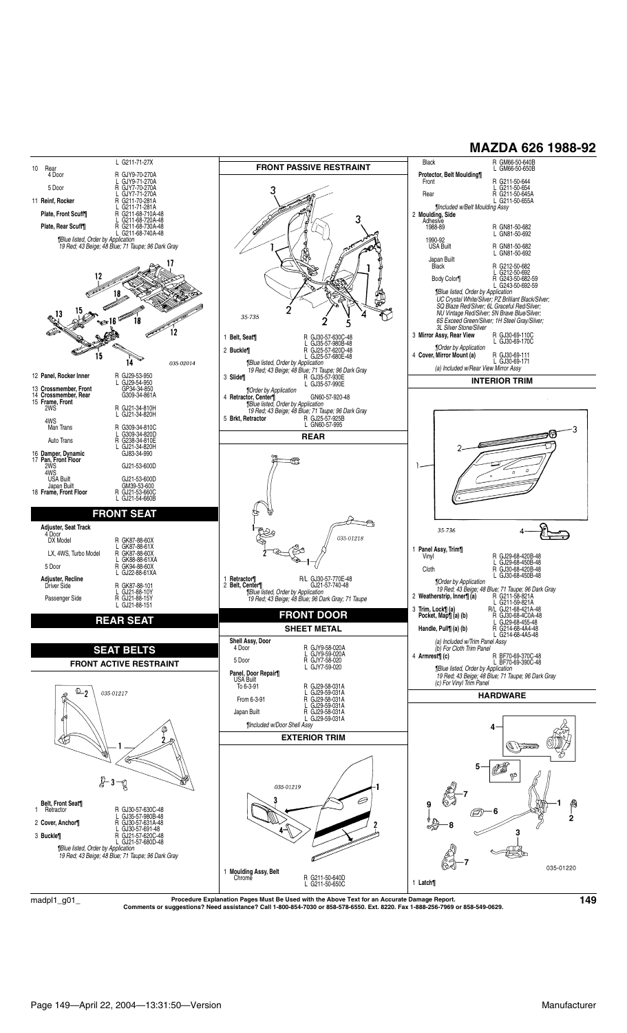# MAZDA 626 1988-92

| | |
|---|---|
| | L G211-71-27X |
| 10 Rear | |
| 4 Door | R GJY9-71-270A |
| | L GJY9-71-270A |
| 5 Door | R GJY7-70-270A |
| | L GJY7-71-270A |
| 11 **Reinf, Rocker** | R G211-70-281A |
| | L G211-71-281A |
| **Plate, Front Scuff¶** | R G211-68-710A-48 |
| | L G211-68-720A-48 |
| **Plate, Rear Scuff¶** | R G211-68-730A-48 |
| | L G211-68-740A-48 |

*¶Blue listed, Order by Application*
*19 Red; 43 Beige; 48 Blue; 71 Taupe; 96 Dark Gray*

035-02014

| | |
|---|---|
| 12 **Panel, Rocker Inner** | R GJ29-53-950 |
| | L GJ29-54-950 |
| 13 **Crossmember, Front** | GP34-34-850 |
| 14 **Crossmember, Rear** | G309-34-861A |
| 15 **Frame, Front** | |
| 2WS | R GJ21-34-810H |
| | L GJ21-34-820H |
| 4WS | |
| Man Trans | R G309-34-810C |
| | L G309-34-820D |
| Auto Trans | R G238-34-810E |
| | L GJ21-34-820H |
| 16 **Damper, Dynamic** | GJ83-34-990 |
| 17 **Pan, Front Floor** | |
| 2WS | GJ21-53-600D |
| 4WS | |
| USA Built | GJ21-53-600D |
| Japan Built | GM39-53-600 |
| 18 **Frame, Front Floor** | R GJ21-53-660C |
| | L GJ21-54-660B |

## FRONT SEAT

| | |
|---|---|
| **Adjuster, Seat Track** | |
| 4 Door | |
| DX Model | R GK87-88-60X |
| | L GK87-88-61X |
| LX, 4WS, Turbo Model | R GK87-88-60X |
| | L GK88-88-61XA |
| 5 Door | R GK94-88-60X |
| | L GJ22-88-61XA |
| **Adjuster, Recline** | |
| Driver Side | R GK87-88-101 |
| | L GJ21-88-10Y |
| Passenger Side | R GJ21-88-15Y |
| | L GJ21-88-151 |

## REAR SEAT

## SEAT BELTS

### FRONT ACTIVE RESTRAINT

035-01217

| | |
|---|---|
| **Belt, Front Seat¶** | |
| 1 Retractor | R GJ30-57-630C-48 |
| | L GJ35-57-980B-48 |
| 2 **Cover, Anchor¶** | R GJ30-57-631A-48 |
| | L GJ30-57-691-48 |
| 3 **Buckle¶** | R GJ21-57-620C-48 |
| | L GJ21-57-680D-48 |

*¶Blue listed, Order by Application*
*19 Red; 43 Beige; 48 Blue; 71 Taupe; 96 Dark Gray*

### FRONT PASSIVE RESTRAINT

35-735

| | |
|---|---|
| 1 **Belt, Seat¶** | R GJ30-57-630C-48 |
| | L GJ35-57-980B-48 |
| 2 **Buckle¶** | R GJ25-57-620D-48 |
| | L GJ25-57-680E-48 |

*¶Blue listed, Order by Application*
*19 Red; 43 Beige; 48 Blue; 71 Taupe; 96 Dark Gray*

| | |
|---|---|
| 3 **Slide¶** | R GJ35-57-930E |
| | L GJ35-57-990E |

*¶Order by Application*

| | |
|---|---|
| 4 **Retractor, Center¶** | GN60-57-920-48 |

*¶Blue listed, Order by Application*
*19 Red; 43 Beige; 48 Blue; 71 Taupe; 96 Dark Gray*

| | |
|---|---|
| 5 **Brkt, Retractor** | R GJ25-57-925B |
| | L GN60-57-995 |

### REAR

035-01218

| | |
|---|---|
| 1 **Retractor¶** | R/L GJ30-57-770E-48 |
| 2 **Belt, Center¶** | GJ21-57-740-48 |

*¶Blue listed, Order by Application*
*19 Red; 43 Beige; 48 Blue; 96 Dark Gray; 71 Taupe*

## FRONT DOOR

### SHEET METAL

| | |
|---|---|
| **Shell Assy, Door** | |
| 4 Door | R GJY9-58-020A |
| | L GJY9-59-020A |
| 5 Door | R GJY7-58-020 |
| | L GJY7-59-020 |
| **Panel, Door Repair¶** | |
| USA Built | |
| To 6-3-91 | R GJ29-58-031A |
| | L GJ29-59-031A |
| From 6-3-91 | R GJ29-58-031A |
| | L GJ29-59-031A |
| Japan Built | R GJ29-58-031A |
| | L GJ29-59-031A |

*¶Included w/Door Shell Assy*

### EXTERIOR TRIM

035-01219

| | |
|---|---|
| 1 **Moulding Assy, Belt** | |
| Chrome | R G211-50-640D |
| | L G211-50-650C |
| Black | R GM66-50-640B |
| | L GM66-50-650B |
| **Protector, Belt Moulding¶** | |
| Front | R G211-50-644 |
| | L G211-50-654 |
| Rear | R G211-50-645A |
| | L G211-50-655A |

*¶Included w/Belt Moulding Assy*

| | |
|---|---|
| 2 **Moulding, Side** | |
| Adhesive | |
| 1988-89 | R GN81-50-682 |
| | L GN81-50-692 |
| 1990-92 | |
| USA Built | R GN81-50-682 |
| | L GN81-50-692 |
| Japan Built | |
| Black | R G212-50-682 |
| | L G212-50-692 |
| Body Color¶ | R G243-50-682-59 |
| | L G243-50-692-59 |

*¶Blue listed, Order by Application*
*UC Crystal White/Silver; PZ Brilliant Black/Silver; SQ Blaze Red/Silver; 6L Graceful Red/Silver; NU Vintage Red/Silver; 5N Brave Blue/Silver; 6S Exceed Green/Silver; 1H Steel Gray/Silver; 3L Silver Stone/Silver*

| | |
|---|---|
| 3 **Mirror Assy, Rear View** | R GJ30-69-110C |
| | L GJ30-69-170C |

*¶Order by Application*

| | |
|---|---|
| 4 **Cover, Mirror Mount (a)** | R GJ30-69-111 |
| | L GJ30-69-171 |

*(a) Included w/Rear View Mirror Assy*

### INTERIOR TRIM

35-736

| | |
|---|---|
| 1 **Panel Assy, Trim¶** | |
| Vinyl | R GJ29-68-420B-48 |
| | L GJ29-68-450B-48 |
| Cloth | R GJ30-68-420B-48 |
| | L GJ30-68-450B-48 |

*¶Order by Application*
*19 Red; 43 Beige; 48 Blue; 71 Taupe; 96 Dark Gray*

| | |
|---|---|
| 2 **Weatherstrip, Inner¶ (a)** | R G211-58-821A |
| | L G211-59-821A |
| 3 **Trim, Lock¶ (a)** | R/L GJ21-68-421A-48 |
| **Pocket, Map¶ (a) (b)** | R GJ30-68-4C0A-48 |
| | L GJ29-68-455-48 |
| **Handle, Pull¶ (a) (b)** | R G214-68-4A4-48 |
| | L G214-68-4A5-48 |

*(a) Included w/Trim Panel Assy*
*(b) For Cloth Trim Panel*

| | |
|---|---|
| 4 **Armrest¶ (c)** | R BF70-69-370C-48 |
| | L BF70-69-390C-48 |

*¶Blue listed, Order by Application*
*19 Red; 43 Beige; 48 Blue; 71 Taupe; 96 Dark Gray*
*(c) For Vinyl Trim Panel*

### HARDWARE

035-01220

1 **Latch¶**

Procedure Explanation Pages Must Be Used with the Above Text for an Accurate Damage Report.
Comments or suggestions? Need assistance? Call 1-800-854-7030 or 858-578-6550. Ext. 8220. Fax 1-888-256-7969 or 858-549-0629.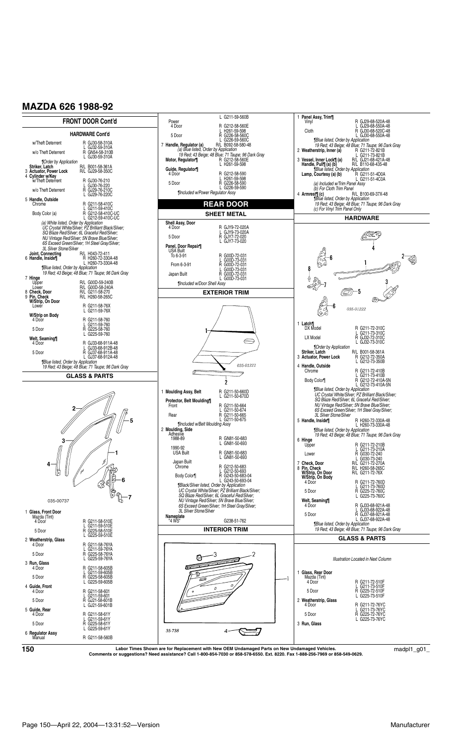# MAZDA 626 1988-92

## FRONT DOOR Cont'd

### HARDWARE Cont'd

| | |
|---|---|
| w/Theft Deterrent | R GJ30-58-310A |
| | L GJ32-59-310A |
| w/o Theft Deterrent | R GN54-58-310B |
| | L GJ30-59-310A |

¶Order by Application

| | |
|---|---|
| **Striker, Latch** | R/L B001-58-361A |
| 3 **Actuator, Power Lock** | R/L GJ29-58-350C |
| 4 **Cylinder w/Key** | |
| w/Theft Deterrent | R GJ30-76-210 |
| | L GJ30-76-220 |
| w/o Theft Deterrent | R GJ29-76-210C |
| | L GJ29-76-220C |
| 5 **Handle, Outside** | |
| Chrome | R G211-58-410C |
| | L G211-59-410C |
| Body Color (a) | R G212-58-410C-UC |
| | L G212-59-410C-UC |

(a) White listed, Order by Application
UC Crystal White/Silver; PZ Brilliant Black/Silver; SQ Blaze Red/Silver; 6L Graceful Red/Silver; NU Vintage Red/Silver; 5N Brave Blue/Silver; 6S Exceed Green/Silver; 1H Steel Gray/Silver; 3L Silver Stone/Silver

| | |
|---|---|
| **Joint, Connecting** | R/L H043-72-411 |
| 6 **Handle, Inside¶** | R H260-72-330A-48 |
| | L H260-73-330A-48 |

¶Blue listed, Order by Application
19 Red; 43 Beige; 48 Blue; 71 Taupe; 96 Dark Gray

| | |
|---|---|
| 7 **Hinge** | |
| Upper | R/L G00D-59-240B |
| Lower | R/L G00D-58-240A |
| 8 **Check, Door** | R/L G211-58-270 |
| 9 **Pin, Check** | R/L H260-58-265C |
| **W/Strip, On Door** | |
| Lower | R G211-58-76X |
| | L G211-59-76X |
| **W/Strip on Body** | |
| 4 Door | R G211-58-760 |
| | L G211-59-760 |
| 5 Door | R G225-58-760 |
| | L G225-59-760 |
| **Welt, Seaming¶** | |
| 4 Door | R GJ33-68-911A-48 |
| | L GJ33-68-912B-48 |
| 5 Door | R GJ37-68-911A-48 |
| | L GJ37-68-912A-48 |

¶Blue listed, Order by Application
19 Red; 43 Beige; 48 Blue; 71 Taupe; 96 Dark Gray

### GLASS & PARTS

035-00737

| | |
|---|---|
| 1 **Glass, Front Door** | |
| Mazda (Tint) | |
| 4 Door | R G211-58-510E |
| | L G211-59-510E |
| 5 Door | R G225-58-510E |
| | L G225-59-510E |
| 2 **Weatherstrip, Glass** | |
| 4 Door | R G211-58-76YA |
| | L G211-59-76YA |
| 5 Door | R G225-58-76YA |
| | L G225-59-76YA |
| 3 **Run, Glass** | |
| 4 Door | R G211-58-605B |
| | L G211-59-605B |
| 5 Door | R G225-58-605B |
| | L G225-59-605B |
| 4 **Guide, Front** | |
| 4 Door | R G211-58-601 |
| | L G211-59-601 |
| 5 Door | R GJ21-58-601B |
| | L GJ21-59-601B |
| 5 **Guide, Rear** | |
| 4 Door | R G211-58-61Y |
| | L G211-59-61Y |
| 5 Door | R G225-58-61Y |
| | L G225-59-61Y |
| 6 **Regulator Assy** | |
| Manual | R G211-58-560B |
| | L G211-59-560B |
| Power | |
| 4 Door | R G212-58-560E |
| | L H261-59-598 |
| 5 Door | R G226-58-560C |
| | L G226-59-560C |
| 7 **Handle, Regulator (a)** | R/L B092-58-580-48 |

(a) Blue listed, Order by Application
19 Red; 43 Beige; 48 Blue; 71 Taupe; 96 Dark Gray

| | |
|---|---|
| **Motor, Regulator¶** | R G212-58-560E |
| | L H261-59-598 |
| **Guide, Regulator¶** | |
| 4 Door | R G212-58-590 |
| | L H261-59-598 |
| 5 Door | R G226-58-590 |
| | L G226-59-590 |

¶Included w/Power Regulator Assy

## REAR DOOR

### SHEET METAL

| | |
|---|---|
| **Shell Assy, Door** | |
| 4 Door | R GJY9-72-020A |
| | L GJY9-73-020A |
| 5 Door | R GJY7-72-020 |
| | L GJY7-73-020 |
| **Panel, Door Repair¶** | |
| USA Built | |
| To 6-3-91 | R G00D-72-031 |
| | L G00D-73-031 |
| From 6-3-91 | R G00D-72-031 |
| | L G00D-73-031 |
| Japan Built | R G00D-72-031 |
| | L G00D-73-031 |

¶Included w/Door Shell Assy

### EXTERIOR TRIM

035-01221

| | |
|---|---|
| 1 **Moulding Assy, Belt** | R G211-50-660D |
| | L G211-50-670D |
| **Protector, Belt Moulding¶** | |
| Front | R G211-50-664 |
| | L G211-50-674 |
| Rear | R G211-50-665 |
| | L G211-50-675 |

¶Included w/Belt Moulding Assy

| | |
|---|---|
| 2 **Moulding, Side** | |
| Adhesive | |
| 1988-89 | R GN81-50-683 |
| | L GN81-50-693 |
| 1990-92 | |
| USA Built | R GN81-50-683 |
| | L GN81-50-693 |
| Japan Built | |
| Chrome | R G212-50-683 |
| | L G212-50-693 |
| Body Color¶ | R G243-50-683-04 |
| | L G243-50-693-04 |

¶Black/Silver listed, Order by Application
UC Crystal White/Silver; PZ Brilliant Black/Silver; SQ Blaze Red/Silver; 6L Graceful Red/Silver; NU Vintage Red/Silver; 5N Brave Blue/Silver; 6S Exceed Green/Silver; 1H Steel Gray/Silver; 3L Silver Stone/Silver

| | |
|---|---|
| **Nameplate** | |
| "4 WS" | G238-51-762 |

### INTERIOR TRIM

35-738

| | |
|---|---|
| 1 **Panel Assy, Trim¶** | |
| Vinyl | R GJ29-68-520A-48 |
| | L GJ29-68-550A-48 |
| Cloth | R GJ30-68-520C-48 |
| | L GJ30-68-550A-48 |

¶Blue listed, Order by Application
19 Red; 43 Beige; 48 Blue; 71 Taupe; 96 Dark Gray

| | |
|---|---|
| 2 **Weatherstrip, Inner (a)** | R G211-72-821B |
| | L G211-73-821B |
| 3 **Vessel, Inner Lock¶ (a)** | R/L GJ21-68-421A-48 |
| **Handle, Pull¶ (a) (b)** | R/L B110-68-435-48 |

¶Blue listed, Order by Application

| | |
|---|---|
| **Lamp, Courtesy (a) (b)** | R G211-51-4D0A |
| | L G211-51-4C0A |

(a) Included w/Trim Panel Assy
(b) For Cloth Trim Panel

| | |
|---|---|
| 4 **Armrest¶ (c)** | R/L B100-69-37X-48 |

¶Blue listed, Order by Application
19 Red; 43 Beige; 48 Blue; 71 Taupe; 96 Dark Gray
(c) For Vinyl Trim Panel Only

### HARDWARE

035-01222

| | |
|---|---|
| 1 **Latch¶** | |
| DX Model | R G211-72-310C |
| | L G211-73-310C |
| LX Model | R GJ32-72-310C |
| | L GJ32-73-310C |

¶Order by Application

| | |
|---|---|
| **Striker, Latch** | R/L B001-58-361A |
| 3 **Actuator, Power Lock** | R G212-72-350A |
| | L G212-73-350B |
| 4 **Handle, Outside** | |
| Chrome | R G211-72-410B |
| | L G211-73-410B |
| Body Color¶ | R G212-72-410A-5N |
| | L G212-73-410A-5N |

¶Blue listed, Order by Application
UC Crystal White/Silver; PZ Brilliant Black/Silver; SQ Blaze Red/Silver; 6L Graceful Red/Silver; NU Vintage Red/Silver; 5N Brave Blue/Silver; 6S Exceed Green/Silver; 1H Steel Gray/Silver; 3L Silver Stone/Silver

| | |
|---|---|
| 5 **Handle, Inside¶** | R H260-72-330A-48 |
| | L H260-73-330A-48 |

¶Blue listed, Order by Application
19 Red; 43 Beige; 48 Blue; 71 Taupe; 96 Dark Gray

| | |
|---|---|
| 6 **Hinge** | |
| Upper | R G211-72-210B |
| | L G211-73-210A |
| Lower | R G030-72-240 |
| | L G030-73-240 |
| 7 **Check, Door** | R/L G211-72-270A |
| 8 **Pin, Check** | R/L H260-58-265C |
| **W/Strip, On Door** | R/L G211-72-76X |
| **W/Strip, On Body** | |
| 4 Door | R G211-72-760D |
| | L G211-73-760D |
| 5 Door | R G225-72-760C |
| | L G225-73-760C |
| **Welt, Seaming¶** | |
| 4 Door | R GJ33-68-921A-48 |
| | L GJ33-68-922A-48 |
| 5 Door | R GJ37-68-921A-48 |
| | L GJ37-68-922A-48 |

¶Blue listed, Order by Application
19 Red; 43 Beige; 48 Blue; 71 Taupe; 96 Dark Gray

### GLASS & PARTS

*Illustration Located in Next Column*

| | |
|---|---|
| 1 **Glass, Rear Door** | |
| Mazda (Tint) | |
| 4 Door | R G211-72-510F |
| | L G211-73-510F |
| 5 Door | R G225-72-510F |
| | L G225-73-510F |
| 2 **Weatherstrip, Glass** | |
| 4 Door | R G211-72-76YC |
| | L G211-73-76YC |
| 5 Door | R G225-72-76YC |
| | L G225-73-76YC |
| 3 **Run, Glass** | |

Labor Times Shown are for Replacement with New OEM Undamaged Parts on New Undamaged Vehicles.
Comments or suggestions? Need assistance? Call 1-800-854-7030 or 858-578-6550. Ext. 8220. Fax 1-888-256-7969 or 858-549-0629.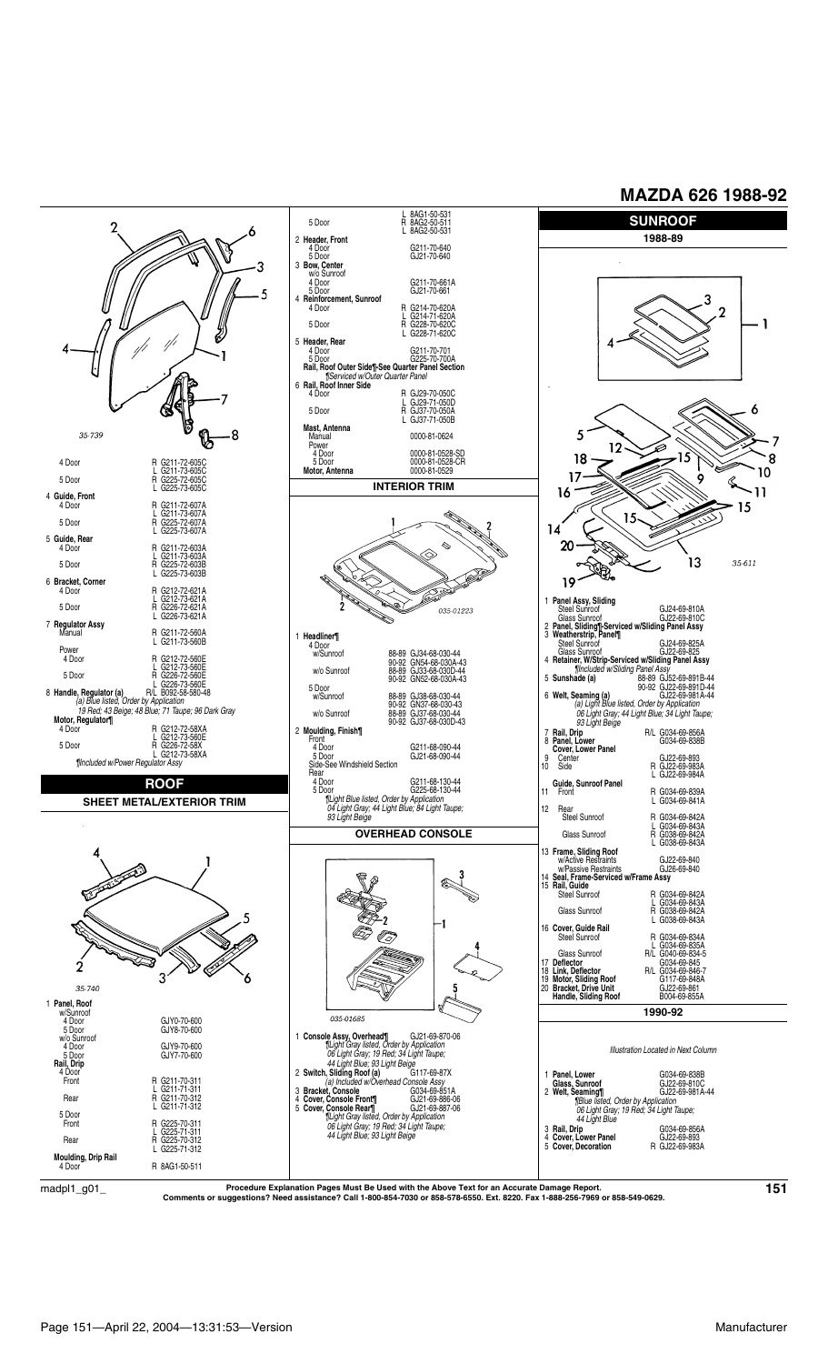# MAZDA 626 1988-92

| | |
|---|---|
| 4 Door | R G211-72-605C |
| | L G211-73-605C |
| 5 Door | R G225-72-605C |
| | L G225-73-605C |
| **4 Guide, Front** | |
| 4 Door | R G211-72-607A |
| | L G211-73-607A |
| 5 Door | R G225-72-607A |
| | L G225-73-607A |
| **5 Guide, Rear** | |
| 4 Door | R G211-72-603A |
| | L G211-73-603A |
| 5 Door | R G225-72-603B |
| | L G225-73-603B |
| **6 Bracket, Corner** | |
| 4 Door | R G212-72-621A |
| | L G212-73-621A |
| 5 Door | R G226-72-621A |
| | L G226-73-621A |
| **7 Regulator Assy** | |
| Manual | R G211-72-560A |
| | L G211-73-560B |
| Power | |
| 4 Door | R G212-72-560E |
| | L G212-73-560E |
| 5 Door | R G226-72-560E |
| | L G226-73-560E |
| **8 Handle, Regulator (a)** | R/L B092-58-580-48 |

*(a) Blue listed, Order by Application*
*19 Red; 43 Beige; 48 Blue; 71 Taupe; 96 Dark Gray*

| | |
|---|---|
| **Motor, Regulator¶** | |
| 4 Door | R G212-72-58XA |
| | L G212-73-58XE |
| 5 Door | R G226-72-58X |
| | L G212-73-58XA |

*¶Included w/Power Regulator Assy*

## ROOF

### SHEET METAL/EXTERIOR TRIM

| | |
|---|---|
| **1 Panel, Roof** | |
| w/Sunroof | |
| 4 Door | GJY0-70-600 |
| 5 Door | GJY8-70-600 |
| w/o Sunroof | |
| 4 Door | GJY9-70-600 |
| 5 Door | GJY7-70-600 |
| **Rail, Drip** | |
| 4 Door | |
| Front | R G211-70-311 |
| | L G211-71-311 |
| Rear | R G211-70-312 |
| | L G211-71-312 |
| 5 Door | |
| Front | R G225-70-311 |
| | L G225-71-311 |
| Rear | R G225-70-312 |
| | L G225-71-312 |
| **Moulding, Drip Rail** | |
| 4 Door | R 8AG1-50-511 |
| | L 8AG1-50-531 |
| 5 Door | R 8AG2-50-511 |
| | L 8AG2-50-531 |
| **2 Header, Front** | |
| 4 Door | G211-70-640 |
| 5 Door | GJ21-70-640 |
| **3 Bow, Center** | |
| w/o Sunroof | |
| 4 Door | G211-70-661A |
| 5 Door | GJ21-70-661 |
| **4 Reinforcement, Sunroof** | |
| 4 Door | R G214-70-620A |
| | L G214-71-620A |
| 5 Door | R G228-70-620C |
| | L G228-71-620C |
| **5 Header, Rear** | |
| 4 Door | G211-70-701 |
| 5 Door | G225-70-700A |
| **Rail, Roof Outer Side¶-See Quarter Panel Section** | |

*¶Serviced w/Outer Quarter Panel*

| | |
|---|---|
| **6 Rail, Roof Inner Side** | |
| 4 Door | R GJ29-70-050C |
| | L GJ29-71-050D |
| 5 Door | R GJ37-70-050A |
| | L GJ37-71-050B |
| **Mast, Antenna** | |
| Manual | 0000-81-0624 |
| Power | |
| 4 Door | 0000-81-0528-SD |
| 5 Door | 0000-81-0528-CR |
| **Motor, Antenna** | 0000-81-0529 |

### INTERIOR TRIM

| | |
|---|---|
| **1 Headliner¶** | |
| 4 Door | |
| w/Sunroof | 88-89 GJ34-68-030-44 |
| | 90-92 GN54-68-030A-43 |
| w/o Sunroof | 88-89 GJ33-68-030D-44 |
| | 90-92 GN52-68-030A-43 |
| 5 Door | |
| w/Sunroof | 88-89 GJ38-68-030-44 |
| | 90-92 GN37-68-030-43 |
| w/o Sunroof | 88-89 GJ37-68-030-44 |
| | 90-92 GJ37-68-030D-43 |
| **2 Moulding, Finish¶** | |
| Front | |
| 4 Door | G211-68-090-44 |
| 5 Door | GJ21-68-090-44 |
| Side-See Windshield Section | |
| Rear | |
| 4 Door | G211-68-130-44 |
| 5 Door | G225-68-130-44 |

*¶Light Blue listed, Order by Application*
*04 Light Gray; 44 Light Blue; 84 Light Taupe; 93 Light Beige*

### OVERHEAD CONSOLE

| | |
|---|---|
| **1 Console Assy, Overhead¶** | GJ21-69-870-06 |

*¶Light Gray listed, Order by Application*
*06 Light Gray; 19 Red; 34 Light Taupe; 44 Light Blue; 93 Light Beige*

| | |
|---|---|
| **2 Switch, Sliding Roof (a)** | G117-69-87X |

*(a) Included w/Overhead Console Assy*

| | |
|---|---|
| **3 Bracket, Console** | G034-69-851A |
| **4 Cover, Console Front¶** | GJ21-69-886-06 |
| **5 Cover, Console Rear¶** | GJ21-69-887-06 |

*¶Light Gray listed, Order by Application*
*06 Light Gray; 19 Red; 34 Light Taupe; 44 Light Blue; 93 Light Beige*

## SUNROOF

### 1988-89

| | |
|---|---|
| **1 Panel Assy, Sliding** | |
| Steel Sunroof | GJ24-69-810A |
| Glass Sunroof | GJ22-69-810C |
| **2 Panel, Sliding¶-Serviced w/Sliding Panel Assy** | |
| **3 Weatherstrip, Panel¶** | |
| Steel Sunroof | GJ24-69-825A |
| Glass Sunroof | GJ22-69-825 |
| **4 Retainer, W/Strip-Serviced w/Sliding Panel Assy** | |

*¶Included w/Sliding Panel Assy*

| | |
|---|---|
| **5 Sunshade (a)** | 88-89 GJ52-69-891B-44 |
| | 90-92 GJ22-69-891D-44 |
| **6 Welt, Seaming (a)** | GJ22-69-981A-44 |

*(a) Light Blue listed, Order by Application*
*06 Light Gray; 44 Light Blue; 34 Light Taupe; 93 Light Beige*

| | |
|---|---|
| **7 Rail, Drip** | R/L G034-69-856A |
| **8 Panel, Lower** | G034-69-838B |
| **Cover, Lower Panel** | |
| 9 Center | GJ22-69-893 |
| 10 Side | R GJ22-69-983A |
| | L GJ22-69-984A |
| **Guide, Sunroof Panel** | |
| 11 Front | R G034-69-839A |
| | L G034-69-841A |
| 12 Rear | |
| Steel Sunroof | R G034-69-842A |
| | L G034-69-843A |
| Glass Sunroof | R G038-69-842A |
| | L G038-69-843A |
| **13 Frame, Sliding Roof** | |
| w/Active Restraints | GJ22-69-840 |
| w/Passive Restraints | GJ26-69-840 |
| **14 Seal, Frame-Serviced w/Frame Assy** | |
| **15 Rail, Guide** | |
| Steel Sunroof | R G034-69-842A |
| | L G034-69-843A |
| Glass Sunroof | R G038-69-842A |
| | L G038-69-843A |
| **16 Cover, Guide Rail** | |
| Steel Sunroof | R G034-69-834A |
| | L G034-69-835A |
| Glass Sunroof | R/L G040-69-834-5 |
| **17 Deflector** | G034-69-845 |
| **18 Link, Deflector** | R/L G034-69-846-7 |
| **19 Motor, Sliding Roof** | G117-69-848A |
| **20 Bracket, Drive Unit** | GJ22-69-861 |
| **Handle, Sliding Roof** | B004-69-855A |

### 1990-92

*Illustration Located in Next Column*

| | |
|---|---|
| **1 Panel, Lower** | G034-69-838B |
| **Glass, Sunroof** | GJ22-69-810C |
| **2 Welt, Seaming¶** | GJ22-69-981A-44 |

*¶Blue listed, Order by Application*
*06 Light Gray; 19 Red; 34 Light Taupe; 44 Light Blue*

| | |
|---|---|
| **3 Rail, Drip** | G034-69-856A |
| **4 Cover, Lower Panel** | GJ22-69-893 |
| **5 Cover, Decoration** | R GJ22-69-983A |

**Procedure Explanation Pages Must Be Used with the Above Text for an Accurate Damage Report.**
**Comments or suggestions? Need assistance? Call 1-800-854-7030 or 858-578-6550. Ext. 8220. Fax 1-888-256-7969 or 858-549-0629.**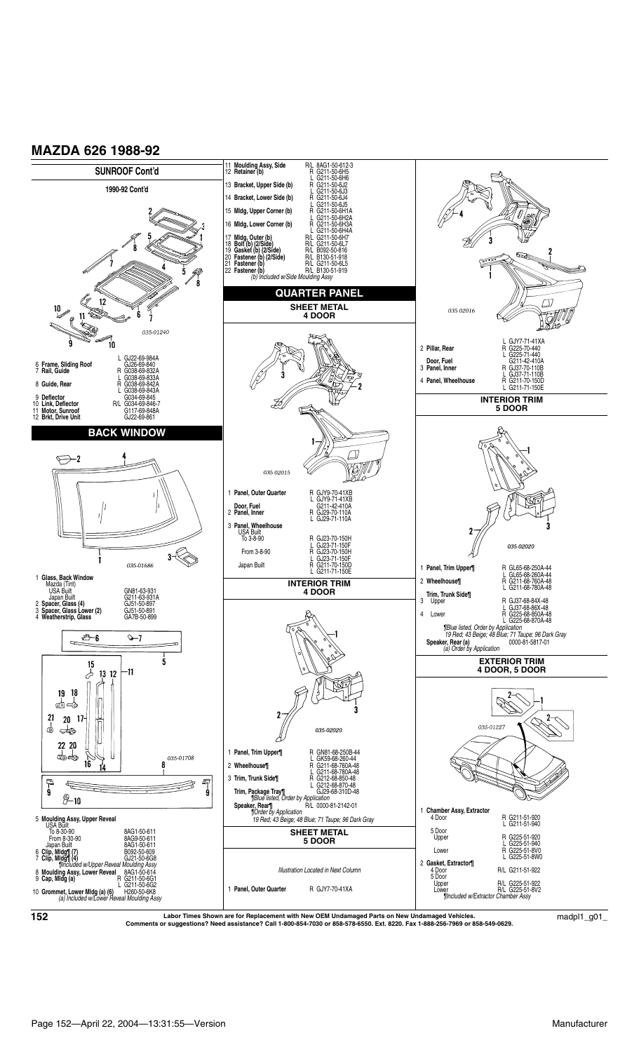# MAZDA 626 1988-92

## SUNROOF Cont'd

### 1990-92 Cont'd

035-01240

| | Part | Side | Number |
|---|---|---|---|
| 6 | Frame, Sliding Roof | L | GJ22-69-984A |
| 7 | Rail, Guide | | GJ26-69-840 |
| | | R | G038-69-832A |
| | | L | G038-69-833A |
| 8 | Guide, Rear | R | G038-69-842A |
| | | L | G038-69-843A |
| 9 | Deflector | | G034-69-845 |
| 10 | Link, Deflector | R/L | G034-69-846-7 |
| 11 | Motor, Sunroof | | G117-69-848A |
| 12 | Brkt, Drive Unit | | GJ22-69-861 |

## BACK WINDOW

035-01686

| | Part | Side | Number |
|---|---|---|---|
| 1 | Glass, Back Window | | |
| | Mazda (Tint) | | |
| | USA Built | | GN81-63-931 |
| | Japan Built | | G211-63-931A |
| 2 | Spacer, Glass (4) | | GJ51-50-897 |
| 3 | Spacer, Glass Lower (2) | | GJ51-50-891 |
| 4 | Weatherstrip, Glass | | GA7B-50-899 |

035-01708

| | Part | Side | Number |
|---|---|---|---|
| 5 | Moulding Assy, Upper Reveal | | |
| | USA Built | | |
| | To 8-30-90 | | 8AG1-50-611 |
| | From 8-30-90 | | 8AG9-50-611 |
| | Japan Built | | 8AG1-50-611 |
| 6 | Clip, Mldg¶ (7) | | B092-50-609 |
| 7 | Clip, Mldg¶ (4) | | GJ21-50-6G8 |
| | *¶Included w/Upper Reveal Moulding Assy* | | |
| 8 | Moulding Assy, Lower Reveal | | 8AG1-50-614 |
| 9 | Cap, Mldg (a) | R | G211-50-6G1 |
| | | L | G211-50-6G2 |
| 10 | Grommet, Lower Mldg (a) (6) | | H260-50-6K8 |
| | *(a) Included w/Lower Reveal Moulding Assy* | | |
| 11 | Moulding Assy, Side | R/L | 8AG1-50-612-3 |
| 12 | Retainer (b) | R | G211-50-6H5 |
| | | L | G211-50-6H6 |
| 13 | Bracket, Upper Side (b) | R | G211-50-6J2 |
| | | L | G211-50-6J3 |
| 14 | Bracket, Lower Side (b) | R | G211-50-6J4 |
| | | L | G211-50-6J5 |
| 15 | Mldg, Upper Corner (b) | R | G211-50-6H1A |
| | | L | G211-50-6H2A |
| 16 | Mldg, Lower Corner (b) | R | G211-50-6H3A |
| | | L | G211-50-6H4A |
| 17 | Mldg, Outer (b) | R/L | G211-50-6H7 |
| 18 | Bolt (b) (2/Side) | R/L | G211-50-6L7 |
| 19 | Gasket (b) (2/Side) | R/L | B092-50-816 |
| 20 | Fastener (b) (2/Side) | R/L | B130-51-918 |
| 21 | Fastener (b) | R/L | G211-50-6L5 |
| 22 | Fastener (b) | R/L | B130-51-919 |
| | *(b) Included w/Side Moulding Assy* | | |

## QUARTER PANEL

### SHEET METAL 4 DOOR

035-02015

| | Part | Side | Number |
|---|---|---|---|
| 1 | Panel, Outer Quarter | R | GJY9-70-41XB |
| | | L | GJY9-71-41XB |
| | Door, Fuel | | G211-42-410A |
| 2 | Panel, Inner | R | GJ29-70-110A |
| | | L | GJ29-71-110A |
| 3 | Panel, Wheelhouse | | |
| | USA Built | | |
| | To 3-8-90 | R | GJ23-70-150H |
| | | L | GJ23-71-150F |
| | From 3-8-90 | R | GJ23-70-150H |
| | | L | GJ23-71-150F |
| | Japan Built | R | G211-70-150D |
| | | L | G211-71-150E |

### INTERIOR TRIM 4 DOOR

035-02020

| | Part | Side | Number |
|---|---|---|---|
| 1 | Panel, Trim Upper¶ | R | GN81-68-250B-44 |
| | | L | GK59-68-260-44 |
| 2 | Wheelhouse¶ | R | G211-68-760A-48 |
| | | L | G211-68-780A-48 |
| 3 | Trim, Trunk Side¶ | R | G212-68-850-48 |
| | | L | G212-68-870-48 |
| | Trim, Package Tray¶ | | GJ29-68-310D-48 |
| | *¶Blue listed, Order by Application* | | |
| | Speaker, Rear¶ | R/L | 0000-81-2142-01 |
| | *¶Order by Application* | | |
| | *19 Red; 43 Beige; 48 Blue; 71 Taupe; 96 Dark Gray* | | |

### SHEET METAL 5 DOOR

*Illustration Located in Next Column*

| | Part | Side | Number |
|---|---|---|---|
| 1 | Panel, Outer Quarter | R | GJY7-70-41XA |
| | | L | GJY7-71-41XA |
| 2 | Pillar, Rear | R | G225-70-440 |
| | | L | G225-71-440 |
| | Door, Fuel | | G211-42-410A |
| 3 | Panel, Inner | R | GJ37-70-110B |
| | | L | GJ37-71-110B |
| 4 | Panel, Wheelhouse | R | G211-70-150D |
| | | L | G211-71-150E |

035 02016

### INTERIOR TRIM 5 DOOR

035-02020

| | Part | Side | Number |
|---|---|---|---|
| 1 | Panel, Trim Upper¶ | R | GL65-68-250A-44 |
| | | L | GL65-68-260A-44 |
| 2 | Wheelhouse¶ | R | G211-68-760A-48 |
| | | L | G211-68-780A-48 |
| | Trim, Trunk Side¶ | | |
| 3 | Upper | R | GJ37-68-84X-48 |
| | | L | GJ37-68-86X-48 |
| 4 | Lower | R | G225-68-850A-48 |
| | | L | G225-68-870A-48 |
| | *¶Blue listed, Order by Application* | | |
| | *19 Red; 43 Beige; 48 Blue; 71 Taupe; 96 Dark Gray* | | |
| | Speaker, Rear (a) | | 0000-81-5817-01 |
| | *(a) Order by Application* | | |

### EXTERIOR TRIM 4 DOOR, 5 DOOR

035-01227

| | Part | Side | Number |
|---|---|---|---|
| 1 | Chamber Assy, Extractor | | |
| | 4 Door | R | G211-51-920 |
| | | L | G211-51-940 |
| | 5 Door | | |
| | Upper | R | G225-51-920 |
| | | L | G225-51-940 |
| | Lower | R | G225-51-8V0 |
| | | L | G225-51-8W0 |
| 2 | Gasket, Extractor¶ | | |
| | 4 Door | R/L | G211-51-922 |
| | 5 Door | | |
| | Upper | R/L | G225-51-922 |
| | Lower | R/L | G225-51-8V2 |
| | *¶Included w/Extractor Chamber Assy* | | |

Labor Times Shown are for Replacement with New OEM Undamaged Parts on New Undamaged Vehicles.
Comments or suggestions? Need assistance? Call 1-800-854-7030 or 858-578-6550. Ext. 8220. Fax 1-888-256-7969 or 858-549-0629.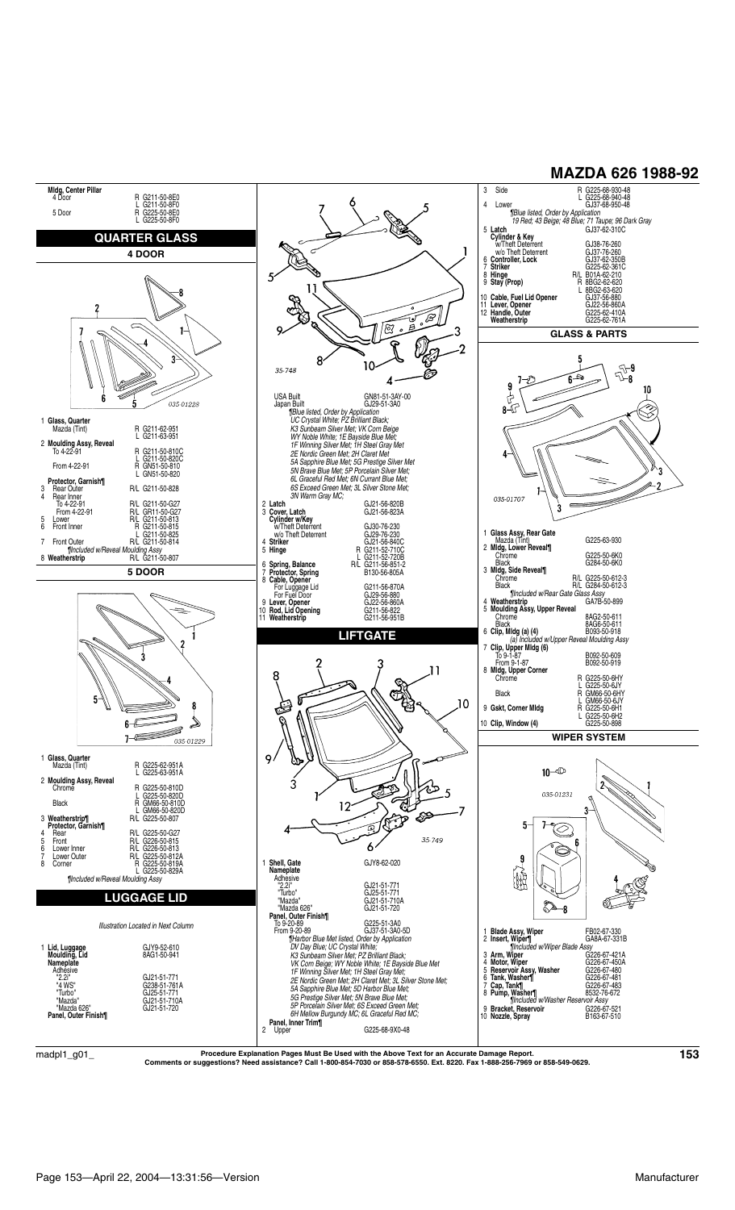# MAZDA 626 1988-92

**Mldg, Center Pillar**

| | | |
|---|---|---|
| 4 Door | R | G211-50-8E0 |
| | L | G211-50-8F0 |
| 5 Door | R | G225-50-8E0 |
| | L | G225-50-8F0 |

## QUARTER GLASS

### 4 DOOR

035-01228

| No. | Part | Side | Part Number |
|---|---|---|---|
| 1 | **Glass, Quarter** | | |
| | Mazda (Tint) | R | G211-62-951 |
| | | L | G211-63-951 |
| 2 | **Moulding Assy, Reveal** | | |
| | To 4-22-91 | R | G211-50-810C |
| | | L | G211-50-820C |
| | From 4-22-91 | R | GN51-50-810 |
| | | L | GN51-50-820 |
| | **Protector, Garnish¶** | | |
| 3 | Rear Outer | R/L | G211-50-828 |
| 4 | Rear Inner | | |
| | To 4-22-91 | R/L | G211-50-G27 |
| | From 4-22-91 | R/L | GR11-50-G27 |
| 5 | Lower | R/L | G211-50-813 |
| 6 | Front Inner | R | G211-50-815 |
| | | L | G211-50-825 |
| 7 | Front Outer | R/L | G211-50-814 |
| | *¶Included w/Reveal Moulding Assy* | | |
| 8 | **Weatherstrip** | R/L | G211-50-807 |

### 5 DOOR

035-01229

| No. | Part | Side | Part Number |
|---|---|---|---|
| 1 | **Glass, Quarter** | | |
| | Mazda (Tint) | R | G225-62-951A |
| | | L | G225-63-951A |
| 2 | **Moulding Assy, Reveal** | | |
| | Chrome | R | G225-50-810D |
| | | L | G225-50-820D |
| | Black | R | GM66-50-810D |
| | | L | GM66-50-820D |
| 3 | **Weatherstrip¶** | R/L | G225-50-807 |
| | **Protector, Garnish¶** | | |
| 4 | Rear | R/L | G225-50-G27 |
| 5 | Front | R/L | G226-50-815 |
| 6 | Lower Inner | R/L | G226-50-813 |
| 7 | Lower Outer | R/L | G225-50-812A |
| 8 | Corner | R | G225-50-819A |
| | | L | G225-50-829A |
| | *¶Included w/Reveal Moulding Assy* | | |

## LUGGAGE LID

*Illustration Located in Next Column*

| No. | Part | Side | Part Number |
|---|---|---|---|
| 1 | **Lid, Luggage** | | GJY9-52-610 |
| | **Moulding, Lid** | | 8AG1-50-941 |
| | **Nameplate** | | |
| | Adhesive | | |
| | "2.2i" | | GJ21-51-771 |
| | "4 WS" | | G238-51-761A |
| | "Turbo" | | GJ25-51-771 |
| | "Mazda" | | GJ21-51-710A |
| | "Mazda 626" | | GJ21-51-720 |
| | **Panel, Outer Finish¶** | | |
| | USA Built | | GN81-51-3AY-00 |
| | Japan Built | | GJ29-51-3A0 |

*¶Blue listed, Order by Application*
*UC Crystal White; PZ Brilliant Black;*
*K3 Sunbeam Silver Met; VK Corn Beige;*
*WY Noble White; 1E Bayside Blue Met;*
*1F Winning Silver Met; 1H Steel Gray Met*
*2E Nordic Green Met; 2H Claret Met*
*5A Sapphire Blue Met; 5G Prestige Silver Met*
*5N Brave Blue Met; 5P Porcelain Silver Met;*
*6L Graceful Red Met; 6N Currant Blue Met;*
*6S Exceed Green Met; 3L Silver Stone Met;*
*3N Warm Gray MC;*

35-748

| No. | Part | Side | Part Number |
|---|---|---|---|
| 2 | **Latch** | | GJ21-56-820B |
| 3 | **Cover, Latch** | | GJ21-56-823A |
| | **Cylinder w/Key** | | |
| | w/Theft Deterrent | | GJ30-76-230 |
| | w/o Theft Deterrent | | GJ29-76-230 |
| 4 | **Striker** | | GJ21-56-840C |
| 5 | **Hinge** | R | G211-52-710C |
| | | L | G211-52-720B |
| 6 | **Spring, Balance** | R/L | G211-56-851-2 |
| 7 | **Protector, Spring** | | B130-56-805A |
| 8 | **Cable, Opener** | | |
| | For Luggage Lid | | G211-56-870A |
| | For Fuel Door | | GJ29-56-880 |
| 9 | **Lever, Opener** | | GJ22-56-860A |
| 10 | **Rod, Lid Opening** | | G211-56-822 |
| 11 | **Weatherstrip** | | G211-56-951B |

## LIFTGATE

35-749

| No. | Part | Side | Part Number |
|---|---|---|---|
| 1 | **Shell, Gate** | | GJY8-62-020 |
| | **Nameplate** | | |
| | Adhesive | | |
| | "2.2i" | | GJ21-51-771 |
| | "Turbo" | | GJ25-51-771 |
| | "Mazda" | | GJ21-51-710A |
| | "Mazda 626" | | GJ21-51-720 |
| | **Panel, Outer Finish¶** | | |
| | To 9-20-89 | | G225-51-3A0 |
| | From 9-20-89 | | GJ37-51-3A0-5D |

*¶Harbor Blue Met listed, Order by Application*
*DV Day Blue; UC Crystal White;*
*K3 Sunbeam Silver Met; PZ Brilliant Black;*
*VK Corn Beige; WY Noble White; 1E Bayside Blue Met*
*1F Winning Silver Met; 1H Steel Gray Met;*
*2E Nordic Green Met; 2H Claret Met; 3L Silver Stone Met;*
*5A Sapphire Blue Met; 5D Harbor Blue Met;*
*5G Prestige Silver Met; 5N Brave Blue Met;*
*5P Porcelain Silver Met; 6S Exceed Green Met;*
*6H Mellow Burgundy MC; 6L Graceful Red MC;*

| No. | Part | Side | Part Number |
|---|---|---|---|
| | **Panel, Inner Trim¶** | | |
| 2 | Upper | | G225-68-9X0-48 |
| 3 | Side | R | G225-68-930-48 |
| | | L | G225-68-940-48 |
| 4 | Lower | | GJ37-68-950-48 |

*¶Blue listed, Order by Application*
*19 Red; 43 Beige; 48 Blue; 71 Taupe; 96 Dark Gray*

| No. | Part | Side | Part Number |
|---|---|---|---|
| 5 | **Latch** | | GJ37-62-310C |
| | **Cylinder & Key** | | |
| | w/Theft Deterrent | | GJ38-76-260 |
| | w/o Theft Deterrent | | GJ37-76-260 |
| 6 | **Controller, Lock** | | GJ37-62-350B |
| 7 | **Striker** | | G225-62-361C |
| 8 | **Hinge** | R/L | B01A-62-210 |
| 9 | **Stay (Prop)** | R | 8BG2-62-620 |
| | | L | 8BG2-63-620 |
| 10 | **Cable, Fuel Lid Opener** | | GJ37-56-880 |
| 11 | **Lever, Opener** | | GJ22-56-860A |
| 12 | **Handle, Outer** | | G225-62-410A |
| | **Weatherstrip** | | G225-62-761A |

## GLASS & PARTS

035-01707

| No. | Part | Side | Part Number |
|---|---|---|---|
| 1 | **Glass Assy, Rear Gate** | | |
| | Mazda (Tint) | | G225-63-930 |
| 2 | **Mldg, Lower Reveal¶** | | |
| | Chrome | | G225-50-6K0 |
| | Black | | G284-50-6K0 |
| 3 | **Mldg, Side Reveal¶** | | |
| | Chrome | R/L | G225-50-612-3 |
| | Black | R/L | G284-50-612-3 |
| | *¶Included w/Rear Gate Glass Assy* | | |
| 4 | **Weatherstrip** | | GA7B-50-899 |
| 5 | **Moulding Assy, Upper Reveal** | | |
| | Chrome | | 8AG2-50-611 |
| | Black | | 8AG6-50-611 |
| 6 | **Clip, Mldg (a) (4)** | | B093-50-918 |
| | *(a) Included w/Upper Reveal Moulding Assy* | | |
| 7 | **Clip, Upper Mldg (6)** | | |
| | To 9-1-87 | | B092-50-609 |
| | From 9-1-87 | | B092-50-919 |
| 8 | **Mldg, Upper Corner** | | |
| | Chrome | R | G225-50-6HY |
| | | L | G225-50-6JY |
| | Black | R | GM66-50-6HY |
| | | L | GM66-50-6JY |
| 9 | **Gskt, Corner Mldg** | R | G225-50-6H1 |
| | | L | G225-50-6H2 |
| 10 | **Clip, Window (4)** | | G225-50-898 |

## WIPER SYSTEM

035-01231

| No. | Part | Part Number |
|---|---|---|
| 1 | **Blade Assy, Wiper** | FB02-67-330 |
| 2 | **Insert, Wiper¶** | GA8A-67-331B |
| | *¶Included w/Wiper Blade Assy* | |
| 3 | **Arm, Wiper** | G226-67-421A |
| 4 | **Motor, Wiper** | G226-67-450A |
| 5 | **Reservoir Assy, Washer** | G226-67-480 |
| 6 | **Tank, Washer¶** | G226-67-481 |
| 7 | **Cap, Tank¶** | G226-67-483 |
| 8 | **Pump, Washer¶** | 8532-76-672 |
| | *¶Included w/Washer Reservoir Assy* | |
| 9 | **Bracket, Reservoir** | G226-67-521 |
| 10 | **Nozzle, Spray** | B163-67-510 |

**Procedure Explanation Pages Must Be Used with the Above Text for an Accurate Damage Report.**
**Comments or suggestions? Need assistance? Call 1-800-854-7030 or 858-578-6550. Ext. 8220. Fax 1-888-256-7969 or 858-549-0629.**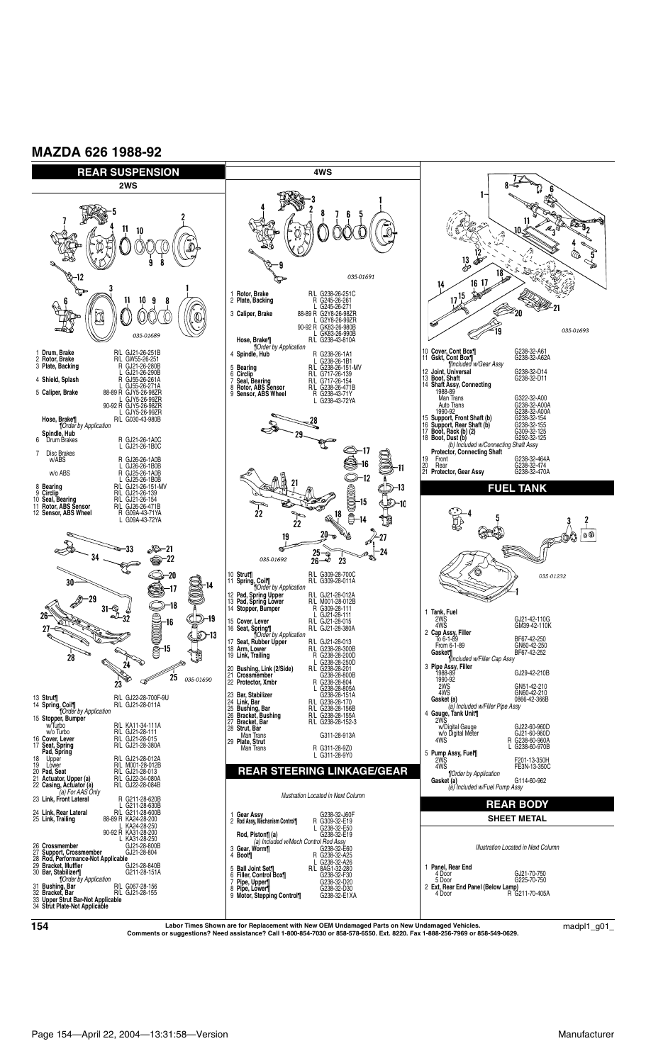# MAZDA 626 1988-92

## REAR SUSPENSION

### 2WS

035-01689

| | Part | | Part No. |
|---|---|---|---|
| 1 | **Drum, Brake** | R/L | GJ21-26-251B |
| 2 | **Rotor, Brake** | R/L | GW55-26-251 |
| 3 | **Plate, Backing** | R | GJ21-26-280B |
| | | L | GJ21-26-290B |
| 4 | **Shield, Splash** | R | GJ55-26-261A |
| | | L | GJ55-26-271A |
| 5 | **Caliper, Brake** | 88-89 R | GJY5-26-98ZR |
| | | L | GJY5-26-99ZR |
| | | 90-92 R | GJY5-26-98ZR |
| | | L | GJY5-26-99ZR |
| | **Hose, Brake¶** | R/L | G030-43-980B |
| | ¶Order by Application | | |
| | **Spindle, Hub** | | |
| 6 | Drum Brakes | R | GJ21-26-1A0C |
| | | L | GJ21-26-1B0C |
| 7 | Disc Brakes | | |
| | w/ABS | R | GJ26-26-1A0B |
| | | L | GJ26-26-1B0B |
| | w/o ABS | R | GJ25-26-1A0B |
| | | L | GJ25-26-1B0B |
| 8 | **Bearing** | R/L | GJ21-26-151-MV |
| 9 | **Circlip** | R/L | GJ21-26-139 |
| 10 | **Seal, Bearing** | R/L | GJ21-26-154 |
| 11 | **Rotor, ABS Sensor** | R/L | GJ26-26-471B |
| 12 | **Sensor, ABS Wheel** | R | G09A-43-71YA |
| | | L | G09A-43-72YA |

035-01690

| | Part | | Part No. |
|---|---|---|---|
| 13 | **Strut¶** | R/L | GJ22-28-700F-9U |
| 14 | **Spring, Coil¶** | R/L | GJ21-28-011A |
| | ¶Order by Application | | |
| 15 | **Stopper, Bumper** | | |
| | w/Turbo | R/L | KA11-34-111A |
| | w/o Turbo | R/L | GJ21-28-111 |
| 16 | **Cover, Lever** | R/L | GJ21-28-015 |
| 17 | **Seat, Spring** | R/L | GJ21-28-380A |
| | **Pad, Spring** | | |
| 18 | Upper | R/L | GJ21-28-012A |
| 19 | Lower | R/L | M001-28-012B |
| 20 | **Pad, Seat** | R/L | GJ21-28-013 |
| 21 | **Actuator, Upper (a)** | R/L | GJ22-34-080A |
| 22 | **Casing, Actuator (a)** | R/L | GJ22-28-084B |
| | (a) For AAS Only | | |
| 23 | **Link, Front Lateral** | R | G211-28-620B |
| | | L | G211-28-630B |
| 24 | **Link, Rear Lateral** | R/L | G211-28-600B |
| 25 | **Link, Trailing** | 88-89 R | KA24-28-200 |
| | | L | KA24-28-250 |
| | | 90-92 R | KA31-28-200 |
| | | L | KA31-28-250 |
| 26 | **Crossmember** | | GJ21-28-800B |
| 27 | **Support, Crossmember** | | GJ21-28-804 |
| 28 | **Rod, Performance-Not Applicable** | | |
| 29 | **Bracket, Muffler** | | GJ21-28-840B |
| 30 | **Bar, Stabilizer¶** | | G211-28-151A |
| | ¶Order by Application | | |
| 31 | **Bushing, Bar** | R/L | G067-29-156 |
| 32 | **Bracket, Bar** | R/L | GJ21-28-155 |
| 33 | **Upper Strut Bar-Not Applicable** | | |
| 34 | **Strut Plate-Not Applicable** | | |

### 4WS

035-01691

| | Part | | Part No. |
|---|---|---|---|
| 1 | **Rotor, Brake** | R/L | G238-26-251C |
| 2 | **Plate, Backing** | R | G245-26-261 |
| | | L | G245-26-271 |
| 3 | **Caliper, Brake** | 88-89 R | G2Y8-26-98ZR |
| | | L | G2Y8-26-99ZR |
| | | 90-92 R | GK83-26-980B |
| | | L | GK83-26-990B |
| | **Hose, Brake¶** | R/L | G238-43-810A |
| | ¶Order by Application | | |
| 4 | **Spindle, Hub** | R | G238-26-1A1 |
| | | L | G238-26-1B1 |
| 5 | **Bearing** | R/L | G238-26-151-MV |
| 6 | **Circlip** | R/L | G717-26-139 |
| 7 | **Seal, Bearing** | R/L | G717-26-154 |
| 8 | **Rotor, ABS Sensor** | R/L | G238-26-471B |
| 9 | **Sensor, ABS Wheel** | R | G238-43-71Y |
| | | L | G238-43-72YA |

035-01692

| | Part | | Part No. |
|---|---|---|---|
| 10 | **Strut¶** | R/L | G309-28-700C |
| 11 | **Spring, Coil¶** | R/L | G309-28-011A |
| | ¶Order by Application | | |
| 12 | **Pad, Spring Upper** | R/L | GJ21-28-012A |
| 13 | **Pad, Spring Lower** | R/L | M001-28-012B |
| 14 | **Stopper, Bumper** | R | G309-28-111 |
| | | L | GJ21-28-111 |
| 15 | **Cover, Lever** | R/L | GJ21-28-015 |
| 16 | **Seat, Spring¶** | R/L | GJ21-28-380A |
| | ¶Order by Application | | |
| 17 | **Seat, Rubber Upper** | R/L | GJ21-28-013 |
| 18 | **Arm, Lower** | R/L | G238-28-300B |
| 19 | **Link, Trailing** | R | G238-28-200D |
| | | L | G238-28-250D |
| 20 | **Bushing, Link (2/Side)** | R/L | G238-28-201 |
| 21 | **Crossmember** | | G238-28-800B |
| 22 | **Protector, Xmbr** | R | G238-28-804 |
| | | L | G238-28-805A |
| 23 | **Bar, Stabilizer** | | G238-28-151A |
| 24 | **Link, Bar** | R/L | G238-28-170 |
| 25 | **Bushing, Bar** | R/L | G238-28-156B |
| 26 | **Bracket, Bushing** | R/L | G238-28-155A |
| 27 | **Bracket, Bar** | R/L | G238-28-152-3 |
| 28 | **Strut, Bar** | | |
| | Man Trans | | G311-28-913A |
| 29 | **Plate, Strut** | | |
| | Man Trans | R | G311-28-9Z0 |
| | | L | G311-28-9Y0 |

## REAR STEERING LINKAGE/GEAR

*Illustration Located in Next Column*

035-01693

| | Part | | Part No. |
|---|---|---|---|
| 1 | **Gear Assy** | | G238-32-J60F |
| 2 | **Rod Assy, Mechanism Control¶** | R | G309-32-E19 |
| | | L | G238-32-E50 |
| | **Rod, Piston¶ (a)** | | G238-32-E19 |
| | (a) Included w/Mech Control Rod Assy | | |
| 3 | **Gear, Worm¶** | | G238-32-E60 |
| 4 | **Boot¶** | R | G238-32-A25 |
| | | L | G238-32-A26 |
| 5 | **Ball Joint Set¶** | R/L | 8AG1-32-280 |
| 6 | **Filler, Control Box¶** | | G238-32-F30 |
| 7 | **Pipe, Upper¶** | | G238-32-D20 |
| 8 | **Pipe, Lower¶** | | G238-32-D30 |
| 9 | **Motor, Stepping Control¶** | | G238-32-E1XA |
| 10 | **Cover, Cont Box¶** | | G238-32-A61 |
| 11 | **Gskt, Cont Box¶** | | G238-32-A62A |
| | ¶Included w/Gear Assy | | |
| 12 | **Joint, Universal** | | G238-32-D14 |
| 13 | **Boot, Shaft** | | G238-32-D11 |
| 14 | **Shaft Assy, Connecting** | | |
| | 1988-89 | | |
| | Man Trans | | G322-32-A00 |
| | Auto Trans | | G238-32-A00A |
| | 1990-92 | | G238-32-A00A |
| 15 | **Support, Front Shaft (b)** | | G238-32-154 |
| 16 | **Support, Rear Shaft (b)** | | G238-32-155 |
| 17 | **Boot, Rack (b) (2)** | | G309-32-125 |
| 18 | **Boot, Dust (b)** | | G292-32-125 |
| | (b) Included w/Connecting Shaft Assy | | |
| | **Protector, Connecting Shaft** | | |
| 19 | Front | | G238-32-464A |
| 20 | Rear | | G238-32-474 |
| 21 | **Protector, Gear Assy** | | G238-32-470A |

## FUEL TANK

035-01232

| | Part | | Part No. |
|---|---|---|---|
| 1 | **Tank, Fuel** | | |
| | 2WS | | GJ21-42-110G |
| | 4WS | | GM39-42-110K |
| 2 | **Cap Assy, Filler** | | |
| | To 6-1-89 | | BF67-42-250 |
| | From 6-1-89 | | GN60-42-250 |
| | **Gasket¶** | | BF67-42-252 |
| | ¶Included w/Filler Cap Assy | | |
| 3 | **Pipe Assy, Filler** | | |
| | 1988-89 | | GJ29-42-210B |
| | 1990-92 | | |
| | 2WS | | GN51-42-210 |
| | 4WS | | GN60-42-210 |
| | **Gasket (a)** | | 0866-42-366B |
| | (a) Included w/Filler Pipe Assy | | |
| 4 | **Gauge, Tank Unit¶** | | |
| | 2WS | | |
| | w/Digital Gauge | | GJ22-60-960D |
| | w/o Digital Meter | | GJ21-60-960D |
| | 4WS | R | G238-60-960A |
| | | L | G238-60-970B |
| 5 | **Pump Assy, Fuel¶** | | |
| | 2WS | | F201-13-350H |
| | 4WS | | FE3N-13-350C |
| | ¶Order by Application | | |
| | **Gasket (a)** | | G114-60-962 |
| | (a) Included w/Fuel Pump Assy | | |

## REAR BODY

### SHEET METAL

*Illustration Located in Next Column*

| | Part | | Part No. |
|---|---|---|---|
| 1 | **Panel, Rear End** | | |
| | 4 Door | | GJ21-70-750 |
| | 5 Door | | G225-70-750 |
| 2 | **Ext, Rear End Panel (Below Lamp)** | | |
| | 4 Door | R | G211-70-405A |

Labor Times Shown are for Replacement with New OEM Undamaged Parts on New Undamaged Vehicles.
Comments or suggestions? Need assistance? Call 1-800-854-7030 or 858-578-6550. Ext. 8220. Fax 1-888-256-7969 or 858-549-0629.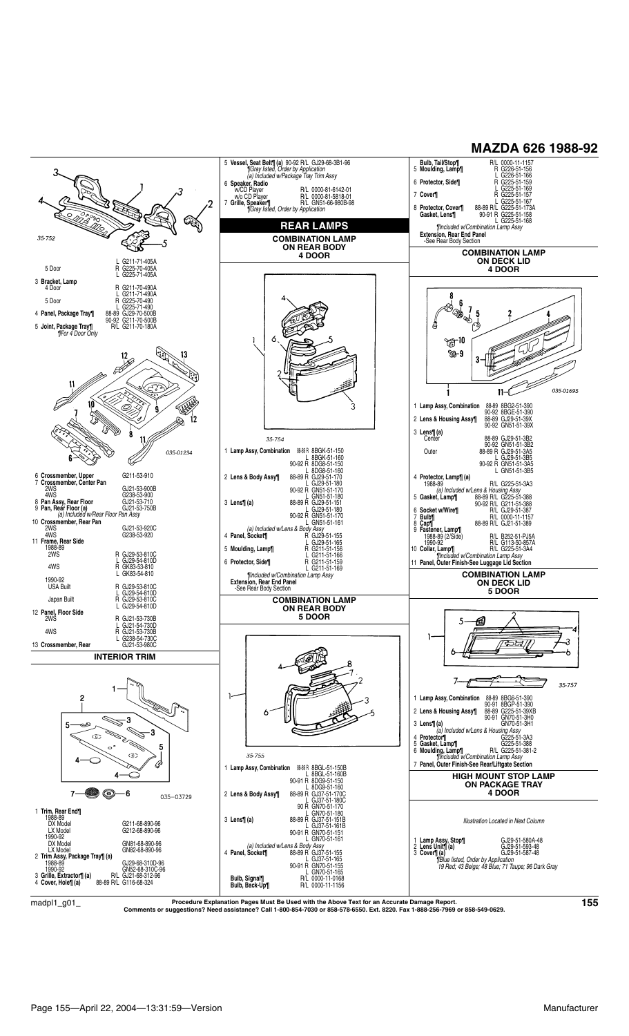# MAZDA 626 1988-92

35-752

| | |
|---|---|
| 5 Door | L G211-71-405A |
| | R G225-70-405A |
| | L G225-71-405A |
| **3 Bracket, Lamp** | |
| 4 Door | R G211-70-490A |
| | L G211-71-490A |
| 5 Door | R G225-70-490 |
| | L G225-71-490 |
| **4 Panel, Package Tray¶** | 88-89 GJ29-70-500B |
| | 90-92 G211-70-500B |
| **5 Joint, Package Tray¶** | R/L G211-70-180A |
| ¶For 4 Door Only | |

035-01234

| | |
|---|---|
| **6 Crossmember, Upper** | G211-53-910 |
| **7 Crossmember, Center Pan** | |
| 2WS | GJ21-53-900B |
| 4WS | G238-53-900 |
| **8 Pan Assy, Rear Floor** | GJ21-53-710 |
| **9 Pan, Rear Floor (a)** | GJ21-53-750B |
| (a) Included w/Rear Floor Pan Assy | |
| **10 Crossmember, Rear Pan** | |
| 2WS | GJ21-53-920C |
| 4WS | G238-53-920 |
| **11 Frame, Rear Side** | |
| 1988-89 | |
| 2WS | R GJ29-53-810C |
| | L GJ29-54-810D |
| 4WS | R GK83-53-810 |
| | L GK83-54-810 |
| 1990-92 | |
| USA Built | R GJ29-53-810C |
| | L GJ29-54-810D |
| Japan Built | R GJ29-53-810C |
| | L GJ29-54-810D |
| **12 Panel, Floor Side** | |
| 2WS | R GJ21-53-730B |
| | L GJ21-54-730D |
| 4WS | R GJ21-53-730B |
| | L G238-54-730C |
| **13 Crossmember, Rear** | GJ21-53-980C |

## INTERIOR TRIM

035-03729

| | |
|---|---|
| **1 Trim, Rear End¶** | |
| 1988-89 | |
| DX Model | G211-68-890-96 |
| LX Model | G212-68-890-96 |
| 1990-92 | |
| DX Model | GN81-68-890-96 |
| LX Model | GN82-68-890-96 |
| **2 Trim Assy, Package Tray¶ (a)** | |
| 1988-89 | GJ29-68-310D-96 |
| 1990-92 | GN52-68-310C-96 |
| **3 Grille, Extractor¶ (a)** | R/L GJ21-68-312-96 |
| **4 Cover, Hole¶ (a)** | 88-89 R/L G116-68-324 |

| | |
|---|---|
| **5 Vessel, Seat Belt¶ (a)** | 90-92 R/L GJ29-68-3B1-96 |
| ¶Gray listed, Order by Application | |
| (a) Included w/Package Tray Trim Assy | |
| **6 Speaker, Radio** | |
| w/CD Player | R/L 0000-81-6142-01 |
| w/o CD Player | R/L 0000-81-5818-01 |
| **7 Grille, Speaker¶** | R/L GN51-66-980B-98 |
| ¶Gray listed, Order by Application | |

## REAR LAMPS

### COMBINATION LAMP ON REAR BODY 4 DOOR

35-754

| | |
|---|---|
| **1 Lamp Assy, Combination** | 88-89 R 8BGK-51-150 |
| | L 8BGK-51-160 |
| | 90-92 R 8DG8-51-150 |
| | L 8DG8-51-160 |
| **2 Lens & Body Assy¶** | 88-89 R GJ29-51-170 |
| | L GJ29-51-180 |
| | 90-92 R GN51-51-170 |
| | L GN51-51-180 |
| **3 Lens¶ (a)** | 88-89 R GJ29-51-151 |
| | L GJ29-51-180 |
| | 90-92 R GN51-51-170 |
| | L GN51-51-161 |
| (a) Included w/Lens & Body Assy | |
| **4 Panel, Socket¶** | R GJ29-51-155 |
| | L GJ29-51-165 |
| **5 Moulding, Lamp¶** | R G211-51-156 |
| | L G211-51-166 |
| **6 Protector, Side¶** | R G211-51-159 |
| | L G211-51-169 |
| ¶Included w/Combination Lamp Assy | |
| **Extension, Rear End Panel** | |
| -See Rear Body Section | |

### COMBINATION LAMP ON REAR BODY 5 DOOR

35-755

| | |
|---|---|
| **1 Lamp Assy, Combination** | 88-89 R 8BGL-51-150B |
| | L 8BGL-51-160B |
| | 90-91 R 8DG9-51-150 |
| | L 8DG9-51-160 |
| **2 Lens & Body Assy¶** | 88-89 R GJ37-51-170C |
| | L GJ37-51-180C |
| | 90 R GN70-51-170 |
| | L GN70-51-180 |
| **3 Lens¶ (a)** | 88-89 R GJ37-51-151B |
| | L GJ37-51-161B |
| | 90-91 R GN70-51-151 |
| | L GN70-51-161 |
| (a) Included w/Lens & Body Assy | |
| **4 Panel, Socket¶** | 88-89 R GJ37-51-155 |
| | L GJ37-51-165 |
| | 90-91 R GN70-51-155 |
| | L GN70-51-165 |
| **Bulb, Signal¶** | R/L 0000-11-0168 |
| **Bulb, Back-Up¶** | R/L 0000-11-1156 |

| | |
|---|---|
| **Bulb, Tail/Stop¶** | R/L 0000-11-1157 |
| **5 Moulding, Lamp¶** | R G226-51-156 |
| | L G226-51-166 |
| **6 Protector, Side¶** | R G225-51-159 |
| | L G225-51-169 |
| **7 Cover¶** | R G225-51-157 |
| | L G225-51-167 |
| **8 Protector, Cover¶** | 88-89 R/L G225-51-173A |
| **Gasket, Lens¶** | 90-91 R GJ21-51-158 |
| | L G225-51-168 |
| ¶Included w/Combination Lamp Assy | |
| **Extension, Rear End Panel** | |
| -See Rear Body Section | |

### COMBINATION LAMP ON DECK LID 4 DOOR

035-01695

| | |
|---|---|
| **1 Lamp Assy, Combination** | 88-89 8BG2-51-390 |
| | 90-92 8BGE-51-390 |
| **2 Lens & Housing Assy¶** | 88-89 GJ29-51-39X |
| | 90-92 GN51-51-39X |
| **3 Lens¶ (a)** | |
| Center | 88-89 GJ29-51-3B2 |
| | 90-92 GN51-51-3B2 |
| Outer | 88-89 R GJ29-51-3A5 |
| | L GJ29-51-3B5 |
| | 90-92 R GN51-51-3A5 |
| | L GN51-51-3B5 |
| **4 Protector, Lamp¶ (a)** | |
| 1988-89 | R/L G225-51-3A3 |
| (a) Included w/Lens & Housing Assy | |
| **5 Gasket, Lamp¶** | 88-89 R/L G225-51-388 |
| | 90-92 R/L G211-51-388 |
| **6 Socket w/Wire¶** | R/L GJ29-51-387 |
| **7 Bulb¶** | R/L 0000-11-1157 |
| **8 Cap¶** | 88-89 R/L GJ21-51-389 |
| **9 Fastener, Lamp¶** | |
| 1988-89 (2/Side) | R/L B252-51-PJ5A |
| 1990-92 | R/L G113-50-857A |
| **10 Collar, Lamp¶** | R/L G225-51-3A4 |
| ¶Included w/Combination Lamp Assy | |
| **11 Panel, Outer Finish-See Luggage Lid Section** | |

### COMBINATION LAMP ON DECK LID 5 DOOR

35-757

| | |
|---|---|
| **1 Lamp Assy, Combination** | 88-89 8BG6-51-390 |
| | 90-91 8BGP-51-390 |
| **2 Lens & Housing Assy¶** | 88-89 G225-51-39XB |
| | 90-91 GN70-51-3H0 |
| **3 Lens¶ (a)** | GN70-51-3H1 |
| (a) Included w/Lens & Housing Assy | |
| **4 Protector¶** | G225-51-3A3 |
| **5 Gasket, Lamp¶** | G225-51-388 |
| **6 Moulding, Lamp¶** | R/L G225-51-381-2 |
| ¶Included w/Combination Lamp Assy | |
| **7 Panel, Outer Finish-See Rear/Liftgate Section** | |

### HIGH MOUNT STOP LAMP ON PACKAGE TRAY 4 DOOR

*Illustration Located in Next Column*

| | |
|---|---|
| **1 Lamp Assy, Stop¶** | GJ29-51-580A-48 |
| **2 Lens Unit¶ (a)** | GJ29-51-593-48 |
| **3 Cover¶ (a)** | GJ29-51-587-48 |
| ¶Blue listed, Order by Application | |
| 19 Red; 43 Beige; 48 Blue; 71 Taupe; 96 Dark Gray | |

madpl1_g01_

**Procedure Explanation Pages Must Be Used with the Above Text for an Accurate Damage Report.**
**Comments or suggestions? Need assistance? Call 1-800-854-7030 or 858-578-6550. Ext. 8220. Fax 1-888-256-7969 or 858-549-0629.**